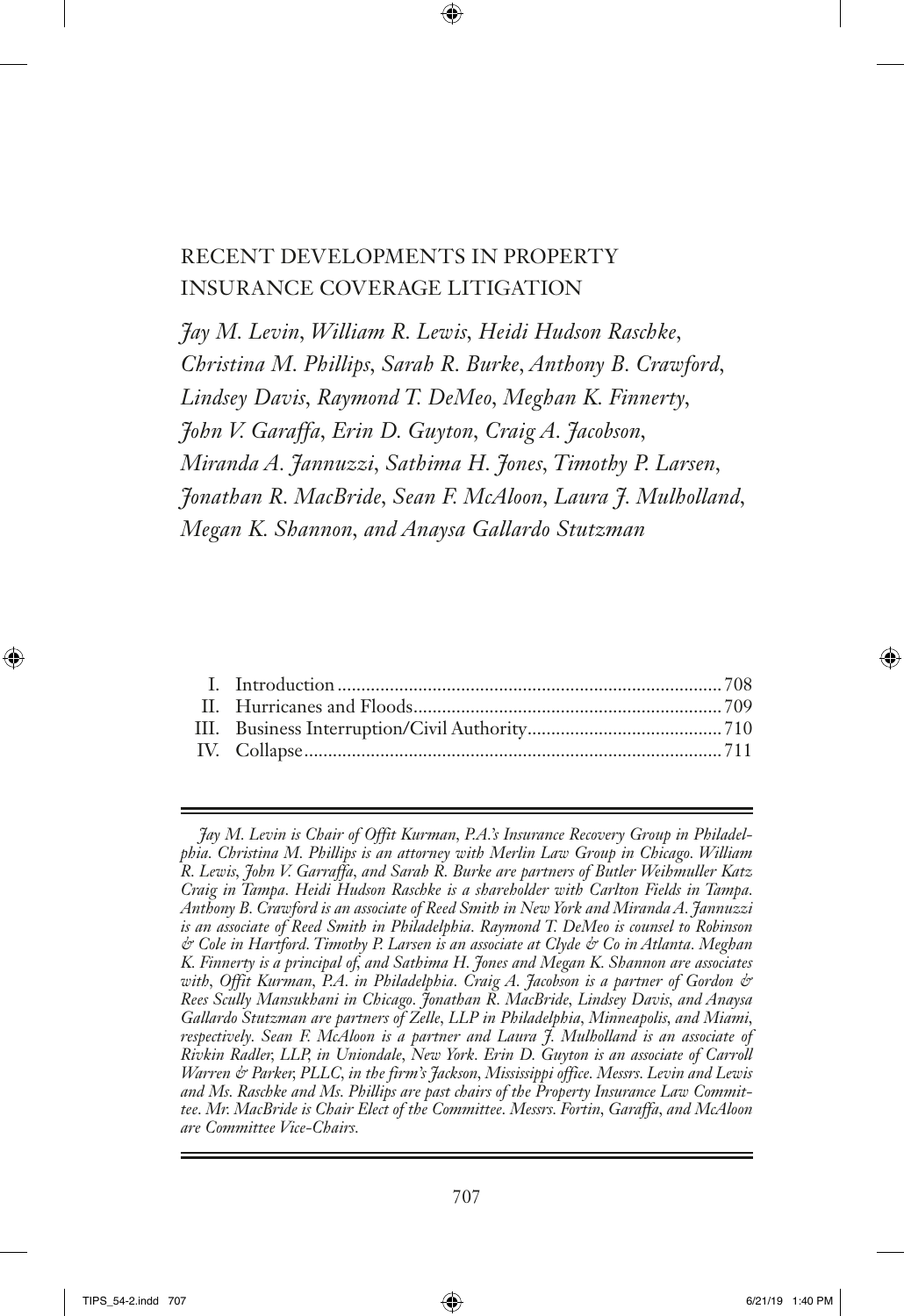# RECENT DEVELOPMENTS IN PROPERTY INSURANCE COVERAGE LITIGATION

*Jay M. Levin, William R. Lewis, Heidi Hudson Raschke, Christina M. Phillips, Sarah R. Burke, Anthony B. Crawford, Lindsey Davis, Raymond T. DeMeo, Meghan K. Finnerty, John V. Garaffa, Erin D. Guyton, Craig A. Jacobson, Miranda A. Jannuzzi, Sathima H. Jones, Timothy P. Larsen, Jonathan R. MacBride, Sean F. McAloon, Laura J. Mulholland, Megan K. Shannon, and Anaysa Gallardo Stutzman*

| | | |
|---|---|---|
| I. | Introduction | 708 |
| II. | Hurricanes and Floods | 709 |
| III. | Business Interruption/Civil Authority | 710 |
| IV. | Collapse | 711 |

---

*Jay M. Levin is Chair of Offit Kurman, P.A.'s Insurance Recovery Group in Philadelphia. Christina M. Phillips is an attorney with Merlin Law Group in Chicago. William R. Lewis, John V. Garraffa, and Sarah R. Burke are partners of Butler Weihmuller Katz Craig in Tampa. Heidi Hudson Raschke is a shareholder with Carlton Fields in Tampa. Anthony B. Crawford is an associate of Reed Smith in New York and Miranda A. Jannuzzi is an associate of Reed Smith in Philadelphia. Raymond T. DeMeo is counsel to Robinson & Cole in Hartford. Timothy P. Larsen is an associate at Clyde & Co in Atlanta. Meghan K. Finnerty is a principal of, and Sathima H. Jones and Megan K. Shannon are associates with, Offit Kurman, P.A. in Philadelphia. Craig A. Jacobson is a partner of Gordon & Rees Scully Mansukhani in Chicago. Jonathan R. MacBride, Lindsey Davis, and Anaysa Gallardo Stutzman are partners of Zelle, LLP in Philadelphia, Minneapolis, and Miami, respectively. Sean F. McAloon is a partner and Laura J. Mulholland is an associate of Rivkin Radler, LLP, in Uniondale, New York. Erin D. Guyton is an associate of Carroll Warren & Parker, PLLC, in the firm's Jackson, Mississippi office. Messrs. Levin and Lewis and Ms. Raschke and Ms. Phillips are past chairs of the Property Insurance Law Committee. Mr. MacBride is Chair Elect of the Committee. Messrs. Fortin, Garaffa, and McAloon are Committee Vice-Chairs.*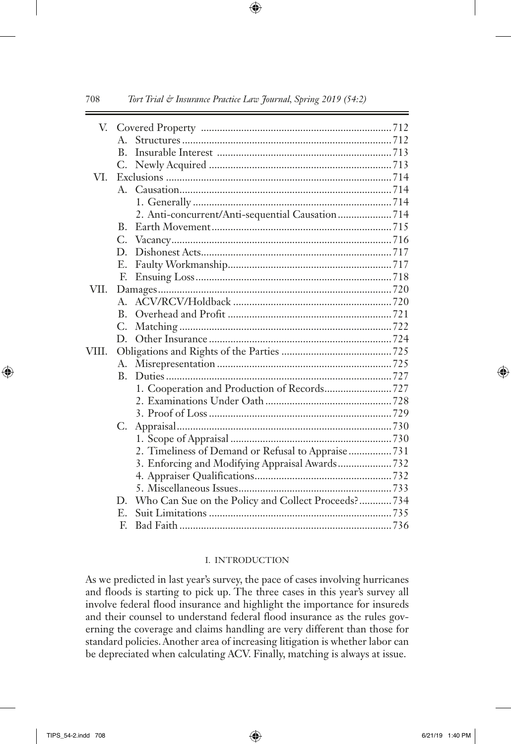V. Covered Property ..................................................................... 712
  A. Structures ............................................................................ 712
  B. Insurable Interest ............................................................... 713
  C. Newly Acquired ................................................................... 713

VI. Exclusions ................................................................................... 714
  A. Causation.............................................................................. 714
    1. Generally ......................................................................... 714
    2. Anti-concurrent/Anti-sequential Causation .................... 714
  B. Earth Movement.................................................................. 715
  C. Vacancy................................................................................. 716
  D. Dishonest Acts...................................................................... 717
  E. Faulty Workmanship............................................................ 717
  F. Ensuing Loss......................................................................... 718

VII. Damages ...................................................................................... 720
  A. ACV/RCV/Holdback .......................................................... 720
  B. Overhead and Profit ............................................................ 721
  C. Matching .............................................................................. 722
  D. Other Insurance ................................................................... 724

VIII. Obligations and Rights of the Parties ......................................... 725
  A. Misrepresentation ................................................................ 725
  B. Duties ................................................................................... 727
    1. Cooperation and Production of Records......................... 727
    2. Examinations Under Oath .............................................. 728
    3. Proof of Loss ................................................................... 729
  C. Appraisal.............................................................................. 730
    1. Scope of Appraisal .......................................................... 730
    2. Timeliness of Demand or Refusal to Appraise ................ 731
    3. Enforcing and Modifying Appraisal Awards.................... 732
    4. Appraiser Qualifications.................................................. 732
    5. Miscellaneous Issues........................................................ 733
  D. Who Can Sue on the Policy and Collect Proceeds? ............ 734
  E. Suit Limitations ................................................................... 735
  F. Bad Faith .............................................................................. 736

## I. INTRODUCTION

As we predicted in last year's survey, the pace of cases involving hurricanes and floods is starting to pick up. The three cases in this year's survey all involve federal flood insurance and highlight the importance for insureds and their counsel to understand federal flood insurance as the rules governing the coverage and claims handling are very different than those for standard policies. Another area of increasing litigation is whether labor can be depreciated when calculating ACV. Finally, matching is always at issue.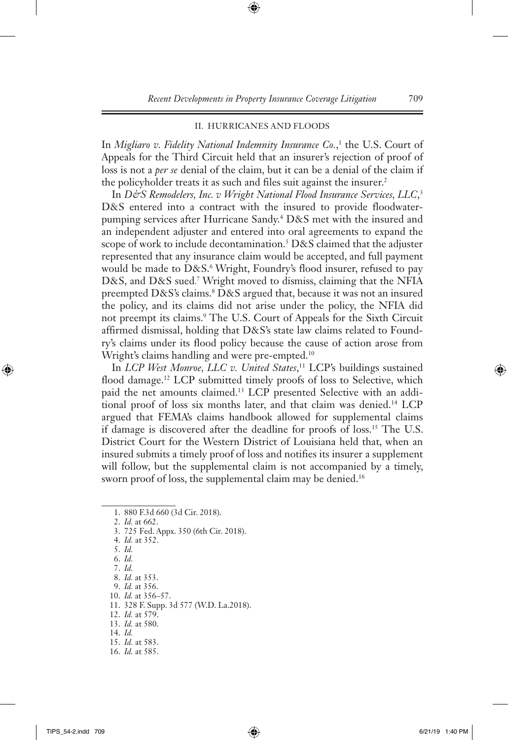## II. HURRICANES AND FLOODS

In *Migliaro v. Fidelity National Indemnity Insurance Co.*,[1] the U.S. Court of Appeals for the Third Circuit held that an insurer's rejection of proof of loss is not a *per se* denial of the claim, but it can be a denial of the claim if the policyholder treats it as such and files suit against the insurer.[2]

In *D&S Remodelers, Inc. v Wright National Flood Insurance Services, LLC*,[3] D&S entered into a contract with the insured to provide floodwater-pumping services after Hurricane Sandy.[4] D&S met with the insured and an independent adjuster and entered into oral agreements to expand the scope of work to include decontamination.[5] D&S claimed that the adjuster represented that any insurance claim would be accepted, and full payment would be made to D&S.[6] Wright, Foundry's flood insurer, refused to pay D&S, and D&S sued.[7] Wright moved to dismiss, claiming that the NFIA preempted D&S's claims.[8] D&S argued that, because it was not an insured the policy, and its claims did not arise under the policy, the NFIA did not preempt its claims.[9] The U.S. Court of Appeals for the Sixth Circuit affirmed dismissal, holding that D&S's state law claims related to Foundry's claims under its flood policy because the cause of action arose from Wright's claims handling and were pre-empted.[10]

In *LCP West Monroe, LLC v. United States*,[11] LCP's buildings sustained flood damage.[12] LCP submitted timely proofs of loss to Selective, which paid the net amounts claimed.[13] LCP presented Selective with an additional proof of loss six months later, and that claim was denied.[14] LCP argued that FEMA's claims handbook allowed for supplemental claims if damage is discovered after the deadline for proofs of loss.[15] The U.S. District Court for the Western District of Louisiana held that, when an insured submits a timely proof of loss and notifies its insurer a supplement will follow, but the supplemental claim is not accompanied by a timely, sworn proof of loss, the supplemental claim may be denied.[16]

---

1. 880 F.3d 660 (3d Cir. 2018).
2. *Id.* at 662.
3. 725 Fed. Appx. 350 (6th Cir. 2018).
4. *Id.* at 352.
5. *Id.*
6. *Id.*
7. *Id.*
8. *Id.* at 353.
9. *Id.* at 356.
10. *Id.* at 356–57.
11. 328 F. Supp. 3d 577 (W.D. La.2018).
12. *Id.* at 579.
13. *Id.* at 580.
14. *Id.*
15. *Id.* at 583.
16. *Id.* at 585.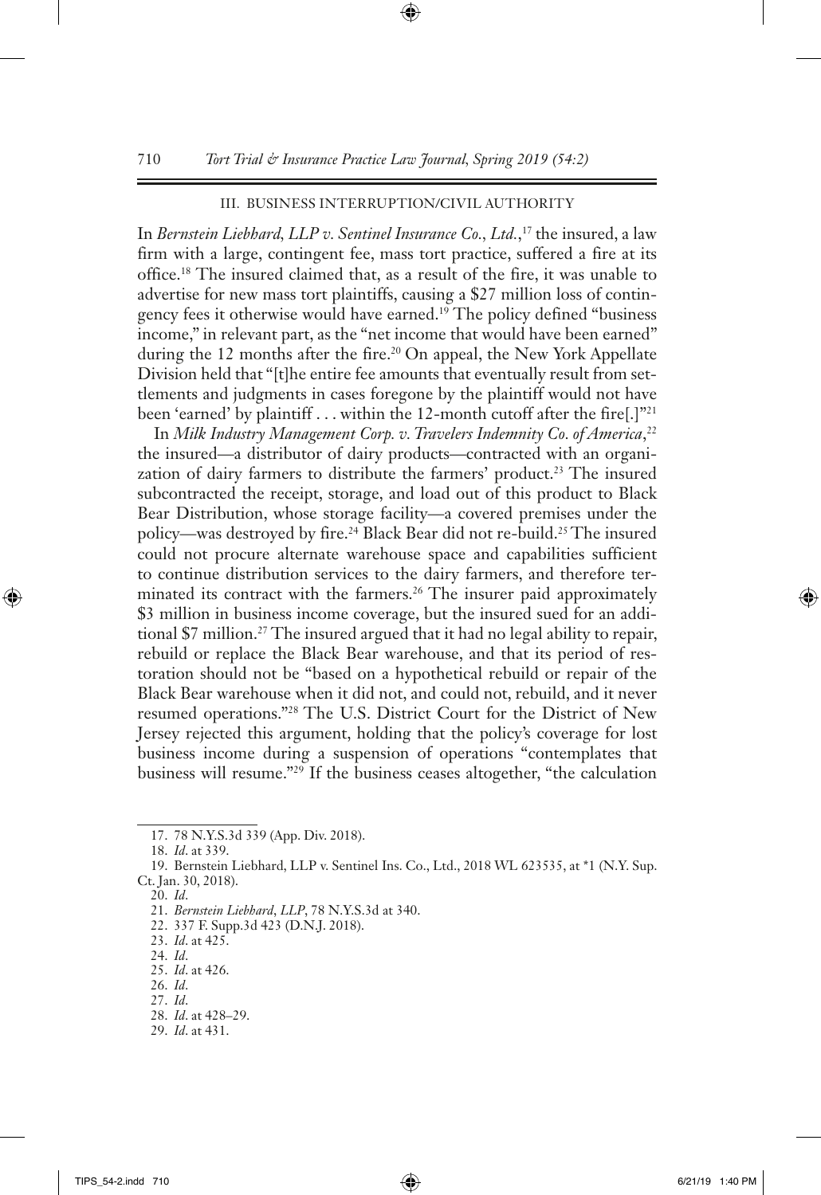### III. BUSINESS INTERRUPTION/CIVIL AUTHORITY

In *Bernstein Liebhard, LLP v. Sentinel Insurance Co., Ltd.*,[17] the insured, a law firm with a large, contingent fee, mass tort practice, suffered a fire at its office.[18] The insured claimed that, as a result of the fire, it was unable to advertise for new mass tort plaintiffs, causing a $27 million loss of contingency fees it otherwise would have earned.[19] The policy defined "business income," in relevant part, as the "net income that would have been earned" during the 12 months after the fire.[20] On appeal, the New York Appellate Division held that "[t]he entire fee amounts that eventually result from settlements and judgments in cases foregone by the plaintiff would not have been 'earned' by plaintiff . . . within the 12-month cutoff after the fire[.]"[21]

In *Milk Industry Management Corp. v. Travelers Indemnity Co. of America*,[22] the insured—a distributor of dairy products—contracted with an organization of dairy farmers to distribute the farmers' product.[23] The insured subcontracted the receipt, storage, and load out of this product to Black Bear Distribution, whose storage facility—a covered premises under the policy—was destroyed by fire.[24] Black Bear did not re-build.[25] The insured could not procure alternate warehouse space and capabilities sufficient to continue distribution services to the dairy farmers, and therefore terminated its contract with the farmers.[26] The insurer paid approximately $3 million in business income coverage, but the insured sued for an additional $7 million.[27] The insured argued that it had no legal ability to repair, rebuild or replace the Black Bear warehouse, and that its period of restoration should not be "based on a hypothetical rebuild or repair of the Black Bear warehouse when it did not, and could not, rebuild, and it never resumed operations."[28] The U.S. District Court for the District of New Jersey rejected this argument, holding that the policy's coverage for lost business income during a suspension of operations "contemplates that business will resume."[29] If the business ceases altogether, "the calculation

---

17. 78 N.Y.S.3d 339 (App. Div. 2018).

18. *Id*. at 339.

19. Bernstein Liebhard, LLP v. Sentinel Ins. Co., Ltd., 2018 WL 623535, at *1 (N.Y. Sup. Ct. Jan. 30, 2018).

20. *Id*.

21. *Bernstein Liebhard, LLP*, 78 N.Y.S.3d at 340.

22. 337 F. Supp.3d 423 (D.N.J. 2018).

23. *Id*. at 425.

24. *Id*.

25. *Id*. at 426.

26. *Id*.

27. *Id*.

28. *Id*. at 428–29.

29. *Id*. at 431.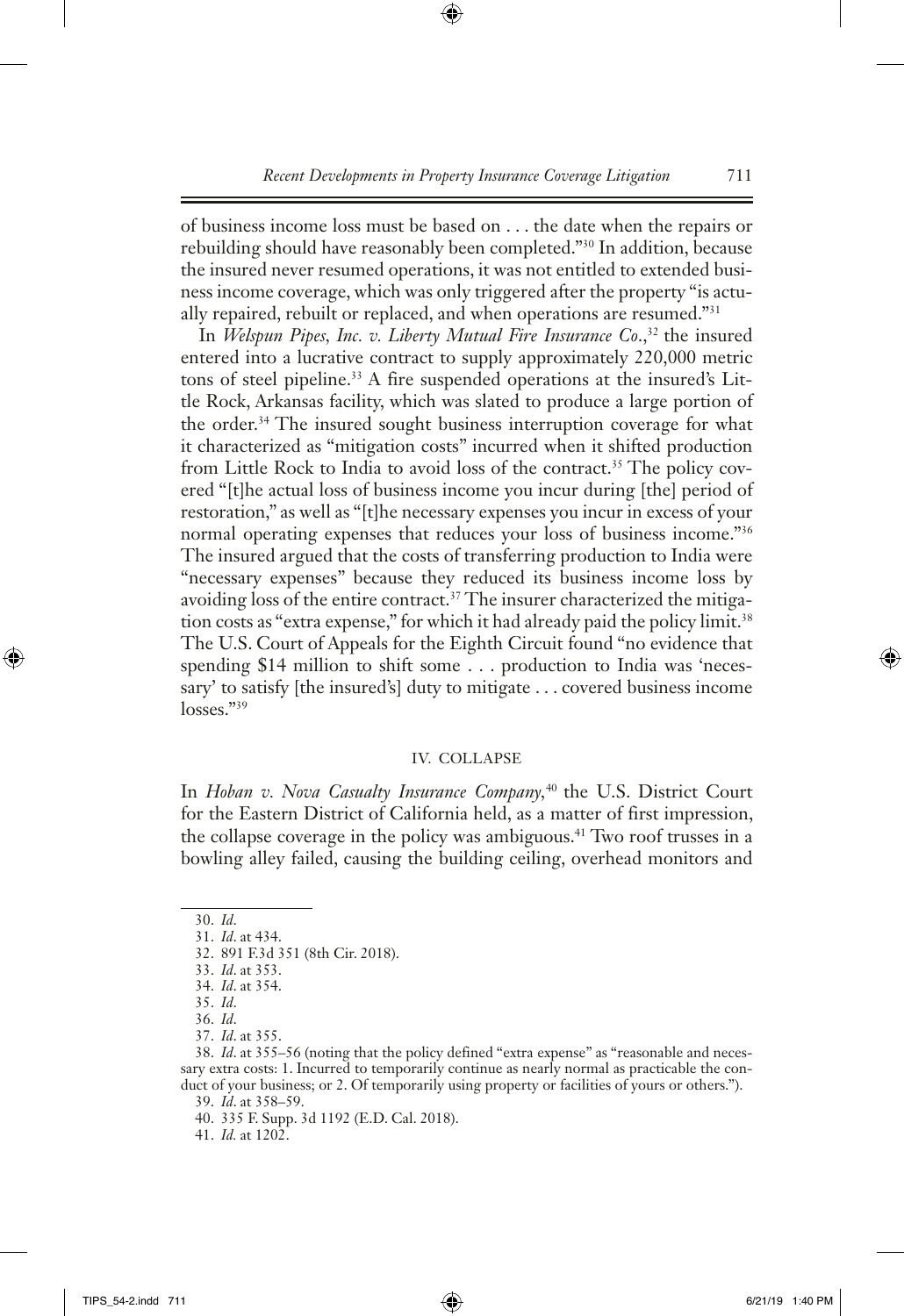of business income loss must be based on . . . the date when the repairs or rebuilding should have reasonably been completed."[30] In addition, because the insured never resumed operations, it was not entitled to extended business income coverage, which was only triggered after the property "is actually repaired, rebuilt or replaced, and when operations are resumed."[31]

In *Welspun Pipes, Inc. v. Liberty Mutual Fire Insurance Co.*,[32] the insured entered into a lucrative contract to supply approximately 220,000 metric tons of steel pipeline.[33] A fire suspended operations at the insured's Little Rock, Arkansas facility, which was slated to produce a large portion of the order.[34] The insured sought business interruption coverage for what it characterized as "mitigation costs" incurred when it shifted production from Little Rock to India to avoid loss of the contract.[35] The policy covered "[t]he actual loss of business income you incur during [the] period of restoration," as well as "[t]he necessary expenses you incur in excess of your normal operating expenses that reduces your loss of business income."[36] The insured argued that the costs of transferring production to India were "necessary expenses" because they reduced its business income loss by avoiding loss of the entire contract.[37] The insurer characterized the mitigation costs as "extra expense," for which it had already paid the policy limit.[38] The U.S. Court of Appeals for the Eighth Circuit found "no evidence that spending $14 million to shift some . . . production to India was 'necessary' to satisfy [the insured's] duty to mitigate . . . covered business income losses."[39]

## IV. COLLAPSE

In *Hoban v. Nova Casualty Insurance Company*,[40] the U.S. District Court for the Eastern District of California held, as a matter of first impression, the collapse coverage in the policy was ambiguous.[41] Two roof trusses in a bowling alley failed, causing the building ceiling, overhead monitors and

---

30. *Id.*

31. *Id.* at 434.

32. 891 F.3d 351 (8th Cir. 2018).

33. *Id.* at 353.

34. *Id.* at 354.

35. *Id.*

36. *Id.*

37. *Id.* at 355.

38. *Id.* at 355–56 (noting that the policy defined "extra expense" as "reasonable and necessary extra costs: 1. Incurred to temporarily continue as nearly normal as practicable the conduct of your business; or 2. Of temporarily using property or facilities of yours or others.").

39. *Id.* at 358–59.

40. 335 F. Supp. 3d 1192 (E.D. Cal. 2018).

41. *Id.* at 1202.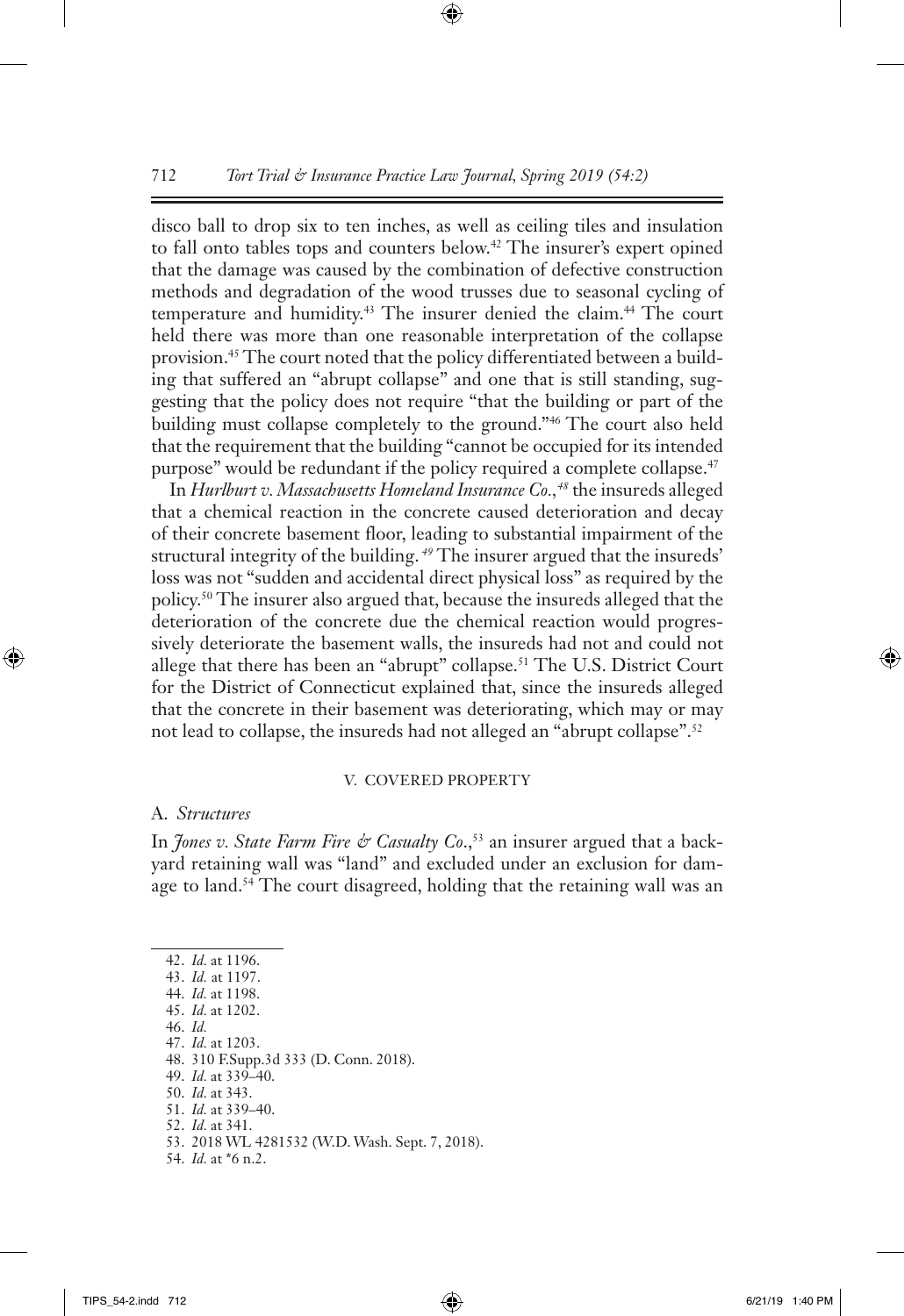disco ball to drop six to ten inches, as well as ceiling tiles and insulation to fall onto tables tops and counters below.[42] The insurer's expert opined that the damage was caused by the combination of defective construction methods and degradation of the wood trusses due to seasonal cycling of temperature and humidity.[43] The insurer denied the claim.[44] The court held there was more than one reasonable interpretation of the collapse provision.[45] The court noted that the policy differentiated between a building that suffered an "abrupt collapse" and one that is still standing, suggesting that the policy does not require "that the building or part of the building must collapse completely to the ground."[46] The court also held that the requirement that the building "cannot be occupied for its intended purpose" would be redundant if the policy required a complete collapse.[47]

In *Hurlburt v. Massachusetts Homeland Insurance Co.*,[48] the insureds alleged that a chemical reaction in the concrete caused deterioration and decay of their concrete basement floor, leading to substantial impairment of the structural integrity of the building.[49] The insurer argued that the insureds' loss was not "sudden and accidental direct physical loss" as required by the policy.[50] The insurer also argued that, because the insureds alleged that the deterioration of the concrete due the chemical reaction would progressively deteriorate the basement walls, the insureds had not and could not allege that there has been an "abrupt" collapse.[51] The U.S. District Court for the District of Connecticut explained that, since the insureds alleged that the concrete in their basement was deteriorating, which may or may not lead to collapse, the insureds had not alleged an "abrupt collapse".[52]

## V. COVERED PROPERTY

### A. *Structures*

In *Jones v. State Farm Fire & Casualty Co.*,[53] an insurer argued that a backyard retaining wall was "land" and excluded under an exclusion for damage to land.[54] The court disagreed, holding that the retaining wall was an

---

42. *Id.* at 1196.
43. *Id.* at 1197.
44. *Id.* at 1198.
45. *Id.* at 1202.
46. *Id.*
47. *Id.* at 1203.
48. 310 F.Supp.3d 333 (D. Conn. 2018).
49. *Id.* at 339–40.
50. *Id.* at 343.
51. *Id.* at 339–40.
52. *Id.* at 341.
53. 2018 WL 4281532 (W.D. Wash. Sept. 7, 2018).
54. *Id.* at *6 n.2.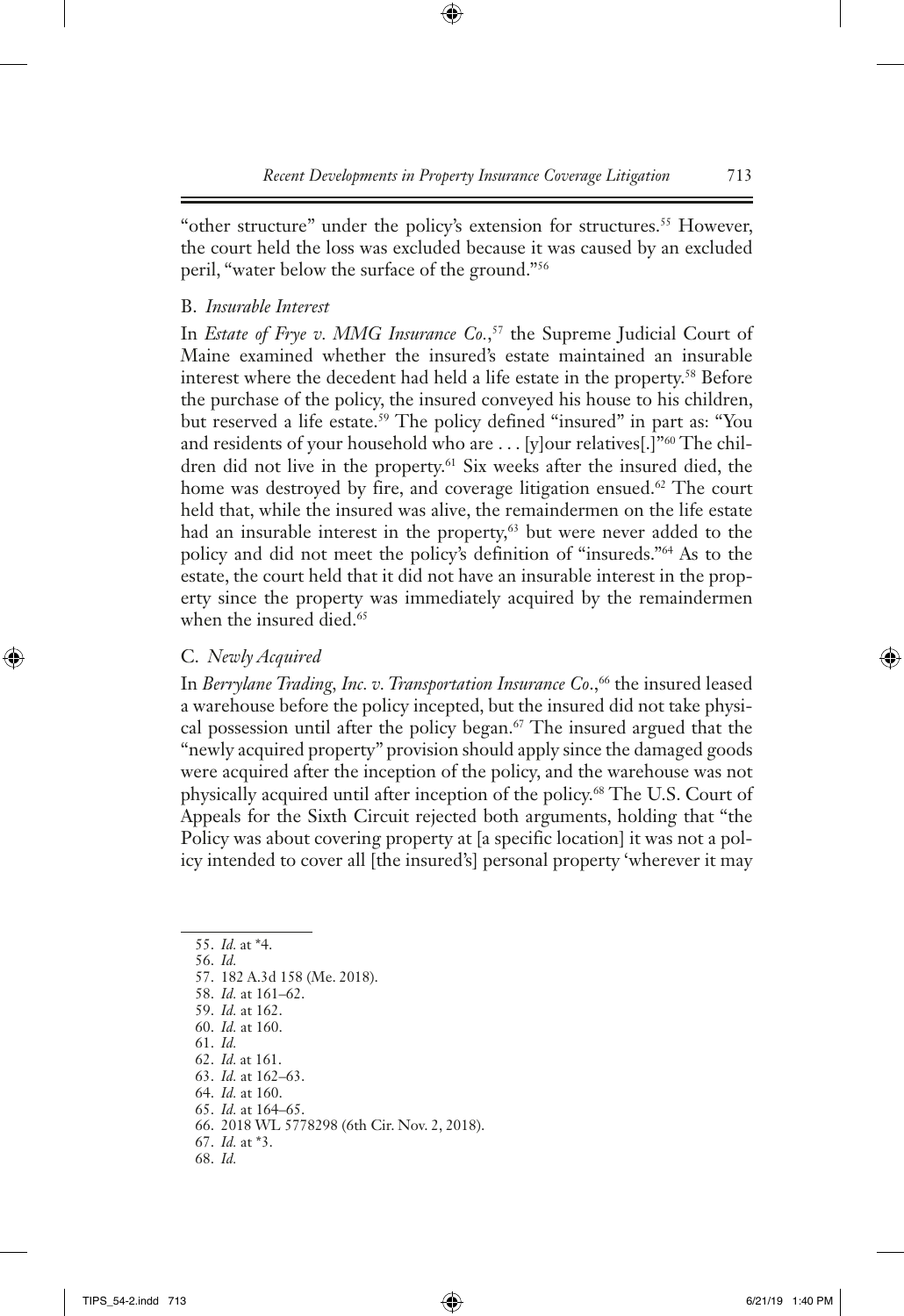"other structure" under the policy's extension for structures.[55] However, the court held the loss was excluded because it was caused by an excluded peril, "water below the surface of the ground."[56]

### B. *Insurable Interest*

In *Estate of Frye v. MMG Insurance Co.*,[57] the Supreme Judicial Court of Maine examined whether the insured's estate maintained an insurable interest where the decedent had held a life estate in the property.[58] Before the purchase of the policy, the insured conveyed his house to his children, but reserved a life estate.[59] The policy defined "insured" in part as: "You and residents of your household who are . . . [y]our relatives[.]"[60] The children did not live in the property.[61] Six weeks after the insured died, the home was destroyed by fire, and coverage litigation ensued.[62] The court held that, while the insured was alive, the remaindermen on the life estate had an insurable interest in the property,[63] but were never added to the policy and did not meet the policy's definition of "insureds."[64] As to the estate, the court held that it did not have an insurable interest in the property since the property was immediately acquired by the remaindermen when the insured died.[65]

### C. *Newly Acquired*

In *Berrylane Trading, Inc. v. Transportation Insurance Co*.,[66] the insured leased a warehouse before the policy incepted, but the insured did not take physical possession until after the policy began.[67] The insured argued that the "newly acquired property" provision should apply since the damaged goods were acquired after the inception of the policy, and the warehouse was not physically acquired until after inception of the policy.[68] The U.S. Court of Appeals for the Sixth Circuit rejected both arguments, holding that "the Policy was about covering property at [a specific location] it was not a policy intended to cover all [the insured's] personal property 'wherever it may

---

55. *Id.* at *4.
56. *Id.*
57. 182 A.3d 158 (Me. 2018).
58. *Id.* at 161–62.
59. *Id.* at 162.
60. *Id.* at 160.
61. *Id.*
62. *Id.* at 161.
63. *Id.* at 162–63.
64. *Id.* at 160.
65. *Id.* at 164–65.
66. 2018 WL 5778298 (6th Cir. Nov. 2, 2018).
67. *Id.* at *3.
68. *Id.*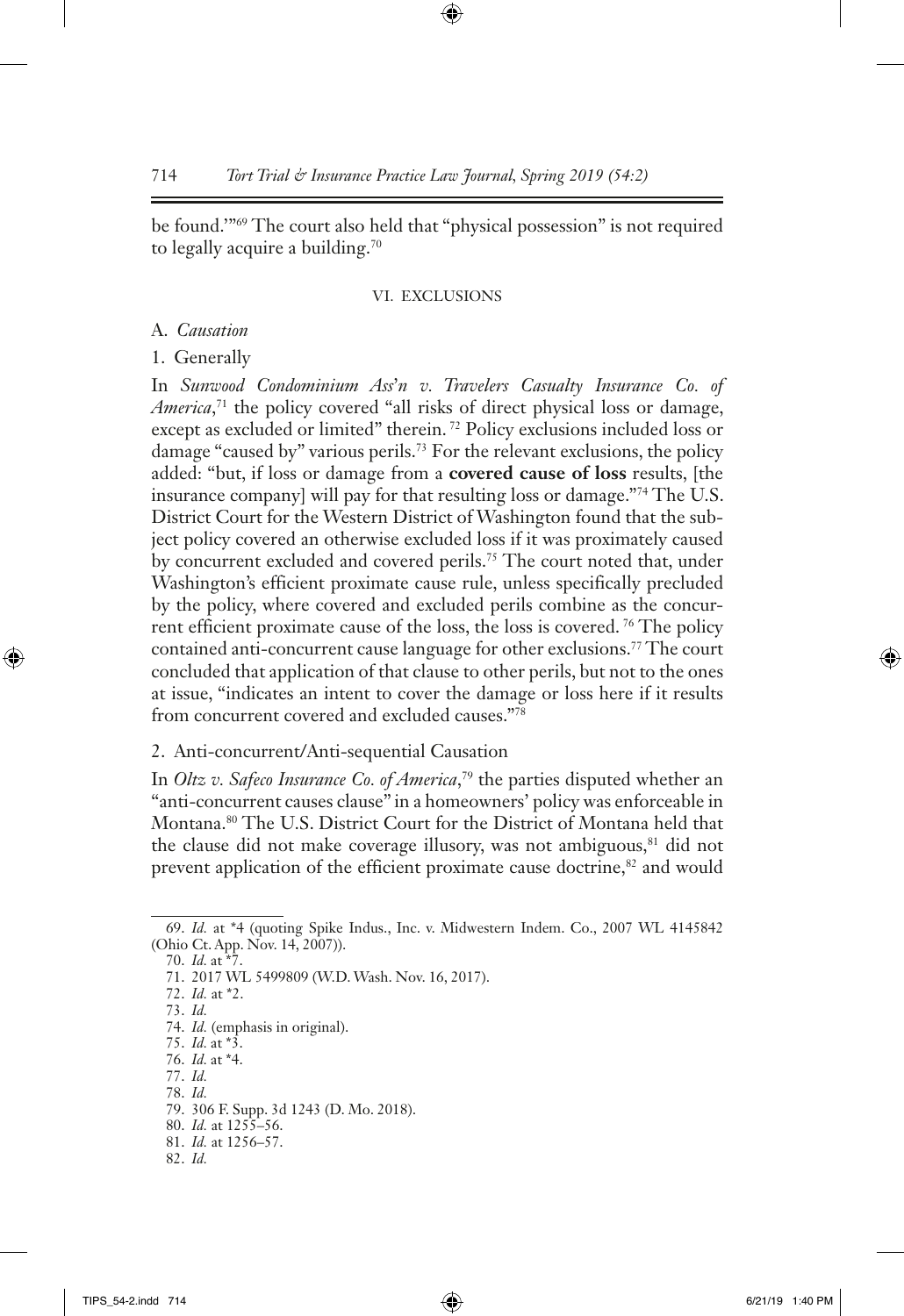be found.'"[69] The court also held that "physical possession" is not required to legally acquire a building.[70]

## VI. EXCLUSIONS

### A. *Causation*

#### 1. Generally

In *Sunwood Condominium Ass'n v. Travelers Casualty Insurance Co. of America*,[71] the policy covered "all risks of direct physical loss or damage, except as excluded or limited" therein.[72] Policy exclusions included loss or damage "caused by" various perils.[73] For the relevant exclusions, the policy added: "but, if loss or damage from a **covered cause of loss** results, [the insurance company] will pay for that resulting loss or damage."[74] The U.S. District Court for the Western District of Washington found that the subject policy covered an otherwise excluded loss if it was proximately caused by concurrent excluded and covered perils.[75] The court noted that, under Washington's efficient proximate cause rule, unless specifically precluded by the policy, where covered and excluded perils combine as the concurrent efficient proximate cause of the loss, the loss is covered.[76] The policy contained anti-concurrent cause language for other exclusions.[77] The court concluded that application of that clause to other perils, but not to the ones at issue, "indicates an intent to cover the damage or loss here if it results from concurrent covered and excluded causes."[78]

#### 2. Anti-concurrent/Anti-sequential Causation

In *Oltz v. Safeco Insurance Co. of America*,[79] the parties disputed whether an "anti-concurrent causes clause" in a homeowners' policy was enforceable in Montana.[80] The U.S. District Court for the District of Montana held that the clause did not make coverage illusory, was not ambiguous,[81] did not prevent application of the efficient proximate cause doctrine,[82] and would

---

69. *Id.* at *4 (quoting Spike Indus., Inc. v. Midwestern Indem. Co., 2007 WL 4145842 (Ohio Ct. App. Nov. 14, 2007)).
70. *Id.* at *7.
71. 2017 WL 5499809 (W.D. Wash. Nov. 16, 2017).
72. *Id.* at *2.
73. *Id.*
74. *Id.* (emphasis in original).
75. *Id.* at *3.
76. *Id.* at *4.
77. *Id.*
78. *Id.*
79. 306 F. Supp. 3d 1243 (D. Mo. 2018).
80. *Id.* at 1255–56.
81. *Id.* at 1256–57.
82. *Id.*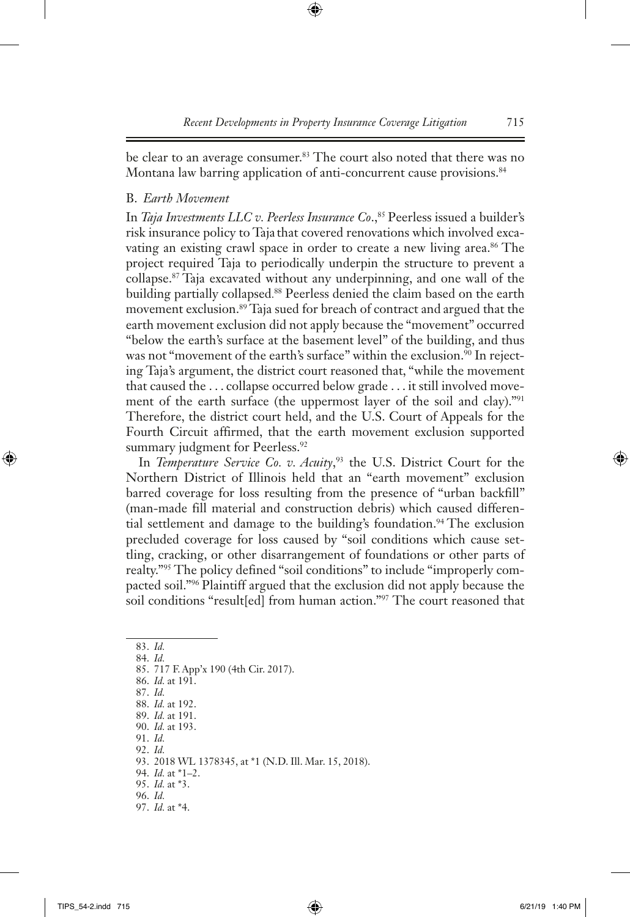be clear to an average consumer.[83] The court also noted that there was no Montana law barring application of anti-concurrent cause provisions.[84]

### B. *Earth Movement*

In *Taja Investments LLC v. Peerless Insurance Co.*,[85] Peerless issued a builder's risk insurance policy to Taja that covered renovations which involved excavating an existing crawl space in order to create a new living area.[86] The project required Taja to periodically underpin the structure to prevent a collapse.[87] Taja excavated without any underpinning, and one wall of the building partially collapsed.[88] Peerless denied the claim based on the earth movement exclusion.[89] Taja sued for breach of contract and argued that the earth movement exclusion did not apply because the "movement" occurred "below the earth's surface at the basement level" of the building, and thus was not "movement of the earth's surface" within the exclusion.[90] In rejecting Taja's argument, the district court reasoned that, "while the movement that caused the . . . collapse occurred below grade . . . it still involved movement of the earth surface (the uppermost layer of the soil and clay)."[91] Therefore, the district court held, and the U.S. Court of Appeals for the Fourth Circuit affirmed, that the earth movement exclusion supported summary judgment for Peerless.[92]

In *Temperature Service Co. v. Acuity*,[93] the U.S. District Court for the Northern District of Illinois held that an "earth movement" exclusion barred coverage for loss resulting from the presence of "urban backfill" (man-made fill material and construction debris) which caused differential settlement and damage to the building's foundation.[94] The exclusion precluded coverage for loss caused by "soil conditions which cause settling, cracking, or other disarrangement of foundations or other parts of realty."[95] The policy defined "soil conditions" to include "improperly compacted soil."[96] Plaintiff argued that the exclusion did not apply because the soil conditions "result[ed] from human action."[97] The court reasoned that

---

83. *Id.*
84. *Id.*
85. 717 F. App'x 190 (4th Cir. 2017).
86. *Id.* at 191.
87. *Id.*
88. *Id.* at 192.
89. *Id.* at 191.
90. *Id.* at 193.
91. *Id.*
92. *Id.*
93. 2018 WL 1378345, at *1 (N.D. Ill. Mar. 15, 2018).
94. *Id.* at *1–2.
95. *Id.* at *3.
96. *Id.*
97. *Id.* at *4.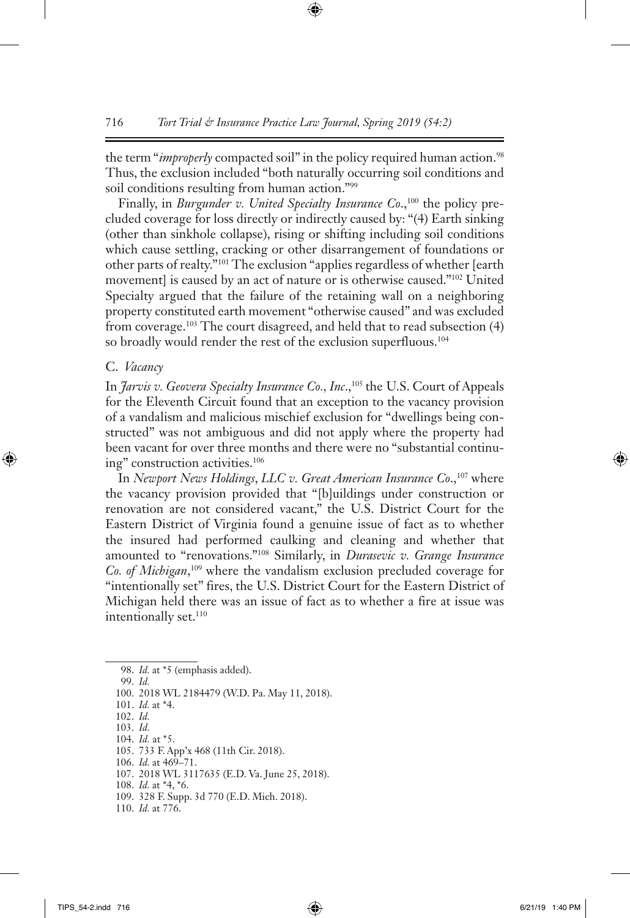the term "*improperly* compacted soil" in the policy required human action.[98] Thus, the exclusion included "both naturally occurring soil conditions and soil conditions resulting from human action."[99]

Finally, in *Burgunder v. United Specialty Insurance Co*.,[100] the policy precluded coverage for loss directly or indirectly caused by: "(4) Earth sinking (other than sinkhole collapse), rising or shifting including soil conditions which cause settling, cracking or other disarrangement of foundations or other parts of realty."[101] The exclusion "applies regardless of whether [earth movement] is caused by an act of nature or is otherwise caused."[102] United Specialty argued that the failure of the retaining wall on a neighboring property constituted earth movement "otherwise caused" and was excluded from coverage.[103] The court disagreed, and held that to read subsection (4) so broadly would render the rest of the exclusion superfluous.[104]

### C. *Vacancy*

In *Jarvis v. Geovera Specialty Insurance Co., Inc*.,[105] the U.S. Court of Appeals for the Eleventh Circuit found that an exception to the vacancy provision of a vandalism and malicious mischief exclusion for "dwellings being constructed" was not ambiguous and did not apply where the property had been vacant for over three months and there were no "substantial continuing" construction activities.[106]

In *Newport News Holdings, LLC v. Great American Insurance Co*.,[107] where the vacancy provision provided that "[b]uildings under construction or renovation are not considered vacant," the U.S. District Court for the Eastern District of Virginia found a genuine issue of fact as to whether the insured had performed caulking and cleaning and whether that amounted to "renovations."[108] Similarly, in *Durasevic v. Grange Insurance Co. of Michigan*,[109] where the vandalism exclusion precluded coverage for "intentionally set" fires, the U.S. District Court for the Eastern District of Michigan held there was an issue of fact as to whether a fire at issue was intentionally set.[110]

---

98. *Id.* at *5 (emphasis added).
99. *Id.*
100. 2018 WL 2184479 (W.D. Pa. May 11, 2018).
101. *Id.* at *4.
102. *Id.*
103. *Id.*
104. *Id.* at *5.
105. 733 F. App'x 468 (11th Cir. 2018).
106. *Id.* at 469–71.
107. 2018 WL 3117635 (E.D. Va. June 25, 2018).
108. *Id.* at *4, *6.
109. 328 F. Supp. 3d 770 (E.D. Mich. 2018).
110. *Id.* at 776.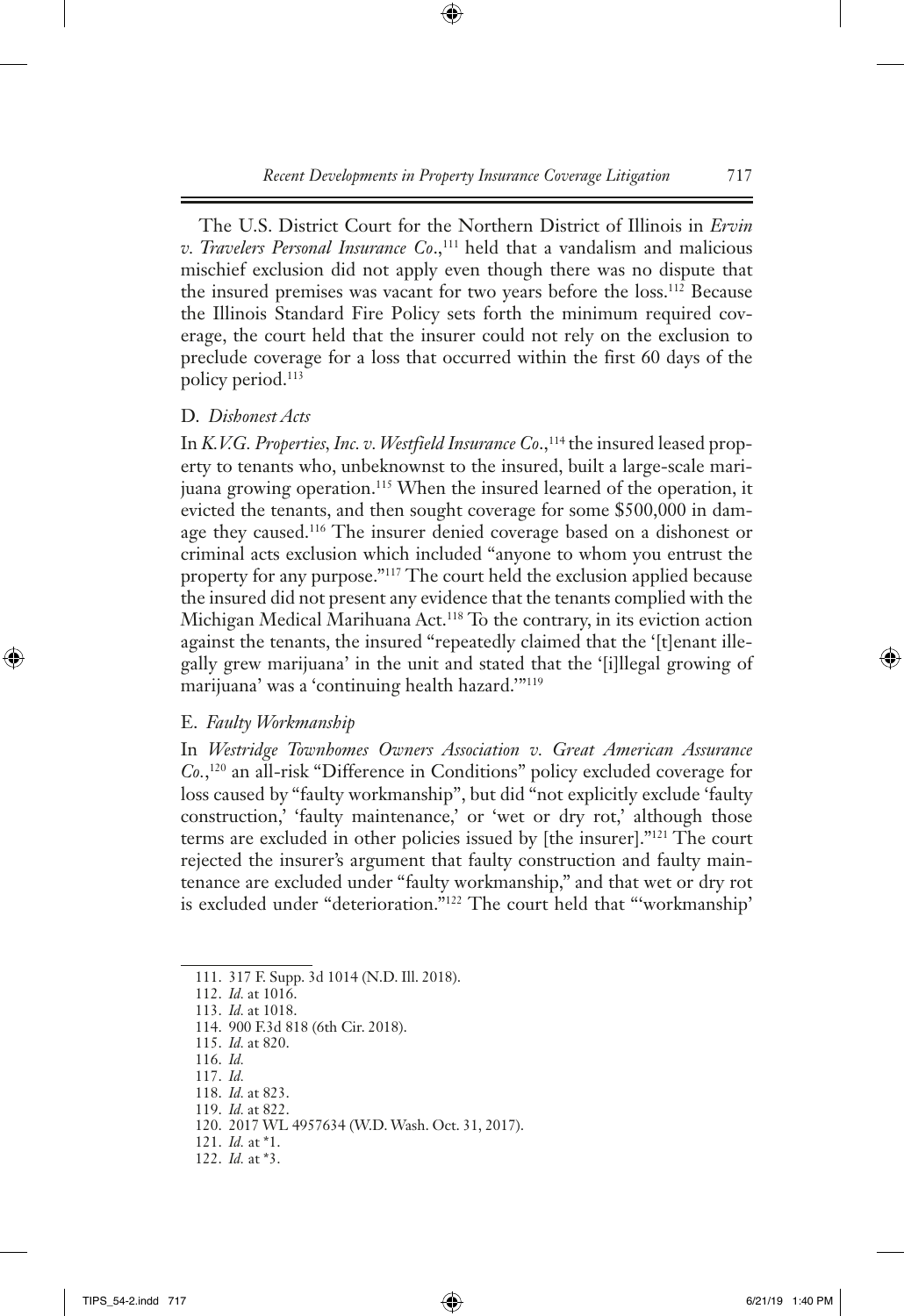The U.S. District Court for the Northern District of Illinois in *Ervin v. Travelers Personal Insurance Co*.,[111] held that a vandalism and malicious mischief exclusion did not apply even though there was no dispute that the insured premises was vacant for two years before the loss.[112] Because the Illinois Standard Fire Policy sets forth the minimum required coverage, the court held that the insurer could not rely on the exclusion to preclude coverage for a loss that occurred within the first 60 days of the policy period.[113]

### D. *Dishonest Acts*

In *K.V.G. Properties, Inc. v. Westfield Insurance Co*.,[114] the insured leased property to tenants who, unbeknownst to the insured, built a large-scale marijuana growing operation.[115] When the insured learned of the operation, it evicted the tenants, and then sought coverage for some $500,000 in damage they caused.[116] The insurer denied coverage based on a dishonest or criminal acts exclusion which included "anyone to whom you entrust the property for any purpose."[117] The court held the exclusion applied because the insured did not present any evidence that the tenants complied with the Michigan Medical Marihuana Act.[118] To the contrary, in its eviction action against the tenants, the insured "repeatedly claimed that the '[t]enant illegally grew marijuana' in the unit and stated that the '[i]llegal growing of marijuana' was a 'continuing health hazard.'"[119]

### E. *Faulty Workmanship*

In *Westridge Townhomes Owners Association v. Great American Assurance Co.*,[120] an all-risk "Difference in Conditions" policy excluded coverage for loss caused by "faulty workmanship", but did "not explicitly exclude 'faulty construction,' 'faulty maintenance,' or 'wet or dry rot,' although those terms are excluded in other policies issued by [the insurer]."[121] The court rejected the insurer's argument that faulty construction and faulty maintenance are excluded under "faulty workmanship," and that wet or dry rot is excluded under "deterioration."[122] The court held that "'workmanship'

---

111. 317 F. Supp. 3d 1014 (N.D. Ill. 2018).
112. *Id.* at 1016.
113. *Id.* at 1018.
114. 900 F.3d 818 (6th Cir. 2018).
115. *Id.* at 820.
116. *Id.*
117. *Id.*
118. *Id.* at 823.
119. *Id.* at 822.
120. 2017 WL 4957634 (W.D. Wash. Oct. 31, 2017).
121. *Id.* at *1.
122. *Id.* at *3.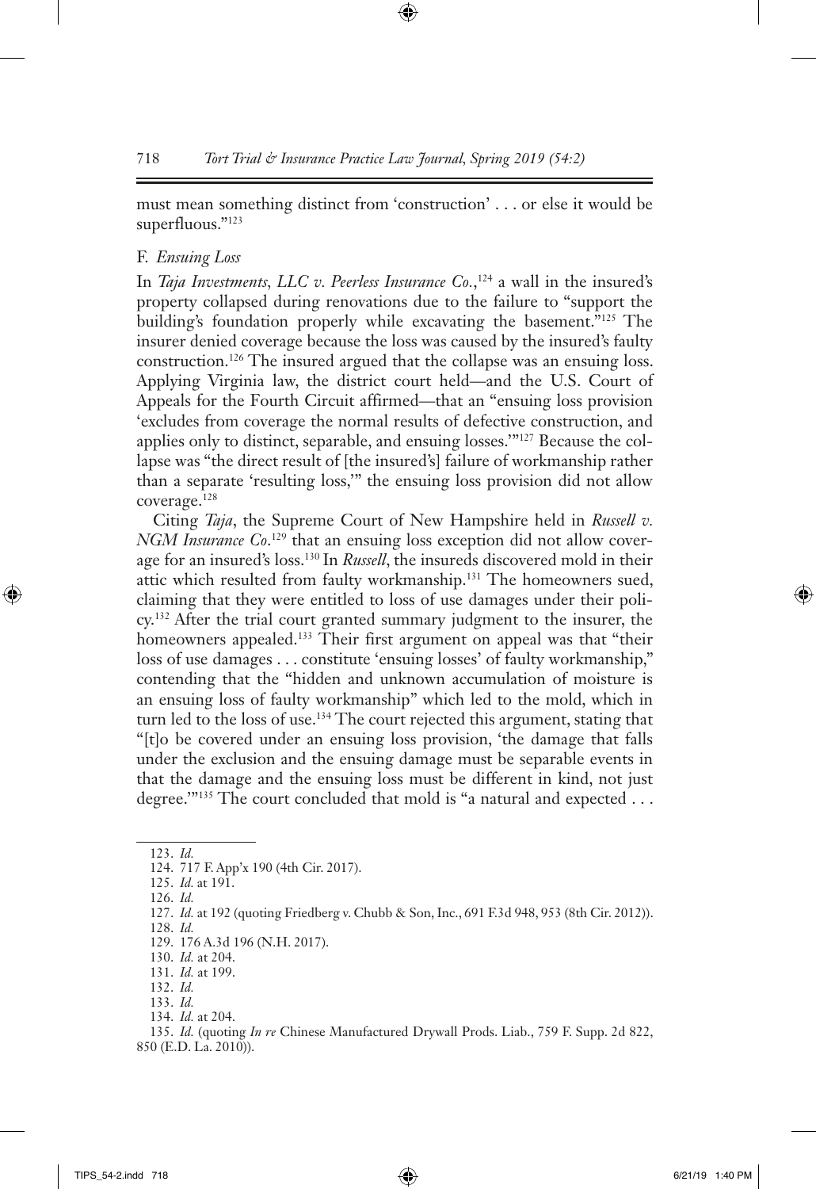must mean something distinct from 'construction' . . . or else it would be superfluous."[123]

### F. *Ensuing Loss*

In *Taja Investments, LLC v. Peerless Insurance Co.*,[124] a wall in the insured's property collapsed during renovations due to the failure to "support the building's foundation properly while excavating the basement."[125] The insurer denied coverage because the loss was caused by the insured's faulty construction.[126] The insured argued that the collapse was an ensuing loss. Applying Virginia law, the district court held—and the U.S. Court of Appeals for the Fourth Circuit affirmed—that an "ensuing loss provision 'excludes from coverage the normal results of defective construction, and applies only to distinct, separable, and ensuing losses.'"[127] Because the collapse was "the direct result of [the insured's] failure of workmanship rather than a separate 'resulting loss,'" the ensuing loss provision did not allow coverage.[128]

Citing *Taja*, the Supreme Court of New Hampshire held in *Russell v. NGM Insurance Co.*[129] that an ensuing loss exception did not allow coverage for an insured's loss.[130] In *Russell*, the insureds discovered mold in their attic which resulted from faulty workmanship.[131] The homeowners sued, claiming that they were entitled to loss of use damages under their policy.[132] After the trial court granted summary judgment to the insurer, the homeowners appealed.[133] Their first argument on appeal was that "their loss of use damages . . . constitute 'ensuing losses' of faulty workmanship," contending that the "hidden and unknown accumulation of moisture is an ensuing loss of faulty workmanship" which led to the mold, which in turn led to the loss of use.[134] The court rejected this argument, stating that "[t]o be covered under an ensuing loss provision, 'the damage that falls under the exclusion and the ensuing damage must be separable events in that the damage and the ensuing loss must be different in kind, not just degree.'"[135] The court concluded that mold is "a natural and expected . . .

---

123. *Id.*

124. 717 F. App'x 190 (4th Cir. 2017).

125. *Id.* at 191.

126. *Id.*

127. *Id.* at 192 (quoting Friedberg v. Chubb & Son, Inc., 691 F.3d 948, 953 (8th Cir. 2012)).

128. *Id.*

129. 176 A.3d 196 (N.H. 2017).

130. *Id.* at 204.

131. *Id.* at 199.

132. *Id.*

133. *Id.*

134. *Id.* at 204.

135. *Id.* (quoting *In re* Chinese Manufactured Drywall Prods. Liab., 759 F. Supp. 2d 822, 850 (E.D. La. 2010)).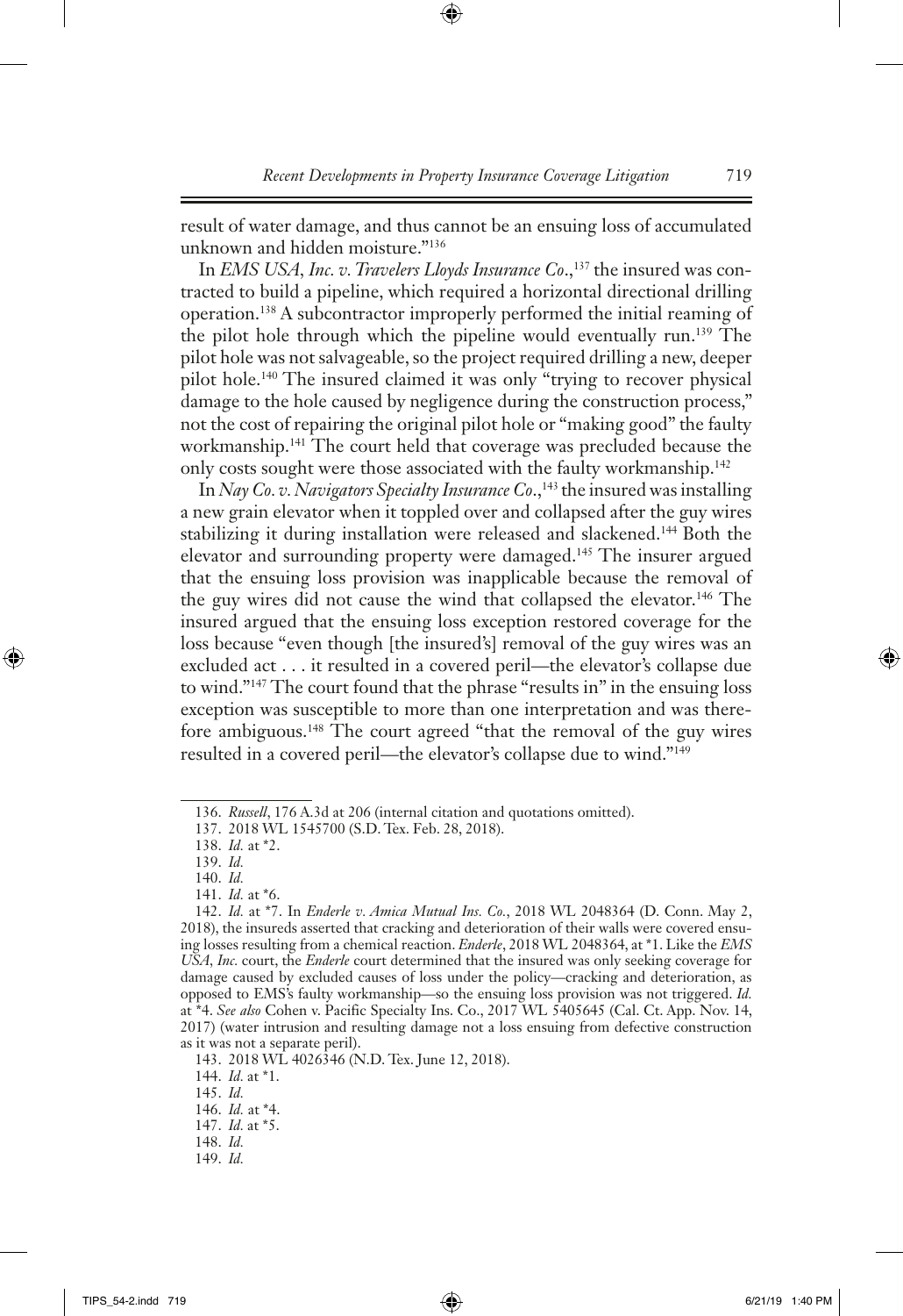result of water damage, and thus cannot be an ensuing loss of accumulated unknown and hidden moisture."[136]

In *EMS USA, Inc. v. Travelers Lloyds Insurance Co.*,[137] the insured was contracted to build a pipeline, which required a horizontal directional drilling operation.[138] A subcontractor improperly performed the initial reaming of the pilot hole through which the pipeline would eventually run.[139] The pilot hole was not salvageable, so the project required drilling a new, deeper pilot hole.[140] The insured claimed it was only "trying to recover physical damage to the hole caused by negligence during the construction process," not the cost of repairing the original pilot hole or "making good" the faulty workmanship.[141] The court held that coverage was precluded because the only costs sought were those associated with the faulty workmanship.[142]

In *Nay Co. v. Navigators Specialty Insurance Co.*,[143] the insured was installing a new grain elevator when it toppled over and collapsed after the guy wires stabilizing it during installation were released and slackened.[144] Both the elevator and surrounding property were damaged.[145] The insurer argued that the ensuing loss provision was inapplicable because the removal of the guy wires did not cause the wind that collapsed the elevator.[146] The insured argued that the ensuing loss exception restored coverage for the loss because "even though [the insured's] removal of the guy wires was an excluded act . . . it resulted in a covered peril—the elevator's collapse due to wind."[147] The court found that the phrase "results in" in the ensuing loss exception was susceptible to more than one interpretation and was therefore ambiguous.[148] The court agreed "that the removal of the guy wires resulted in a covered peril—the elevator's collapse due to wind."[149]

---

136. *Russell*, 176 A.3d at 206 (internal citation and quotations omitted).

137. 2018 WL 1545700 (S.D. Tex. Feb. 28, 2018).

138. *Id.* at *2.

139. *Id.*

140. *Id.*

141. *Id.* at *6.

142. *Id.* at *7. In *Enderle v. Amica Mutual Ins. Co.*, 2018 WL 2048364 (D. Conn. May 2, 2018), the insureds asserted that cracking and deterioration of their walls were covered ensuing losses resulting from a chemical reaction. *Enderle*, 2018 WL 2048364, at *1. Like the *EMS USA, Inc.* court, the *Enderle* court determined that the insured was only seeking coverage for damage caused by excluded causes of loss under the policy—cracking and deterioration, as opposed to EMS's faulty workmanship—so the ensuing loss provision was not triggered. *Id.* at *4. *See also* Cohen v. Pacific Specialty Ins. Co., 2017 WL 5405645 (Cal. Ct. App. Nov. 14, 2017) (water intrusion and resulting damage not a loss ensuing from defective construction as it was not a separate peril).

143. 2018 WL 4026346 (N.D. Tex. June 12, 2018).

144. *Id.* at *1.

145. *Id.*

146. *Id.* at *4.

147. *Id.* at *5.

148. *Id.*

149. *Id.*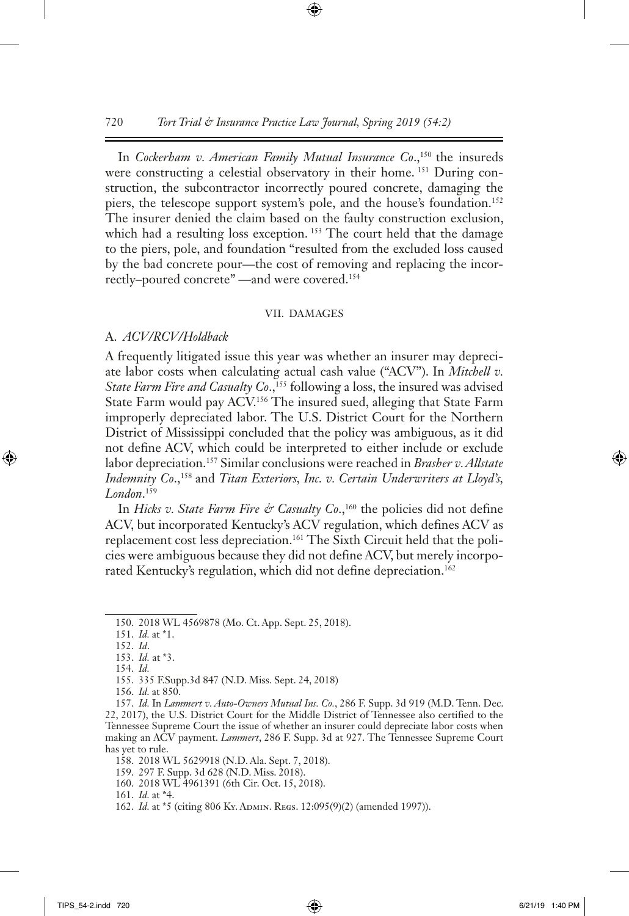In *Cockerham v. American Family Mutual Insurance Co*.,[150] the insureds were constructing a celestial observatory in their home. [151] During construction, the subcontractor incorrectly poured concrete, damaging the piers, the telescope support system's pole, and the house's foundation.[152] The insurer denied the claim based on the faulty construction exclusion, which had a resulting loss exception. [153] The court held that the damage to the piers, pole, and foundation "resulted from the excluded loss caused by the bad concrete pour—the cost of removing and replacing the incorrectly–poured concrete" —and were covered.[154]

## VII. DAMAGES

### A. *ACV/RCV/Holdback*

A frequently litigated issue this year was whether an insurer may depreciate labor costs when calculating actual cash value ("ACV"). In *Mitchell v. State Farm Fire and Casualty Co*.,[155] following a loss, the insured was advised State Farm would pay ACV.[156] The insured sued, alleging that State Farm improperly depreciated labor. The U.S. District Court for the Northern District of Mississippi concluded that the policy was ambiguous, as it did not define ACV, which could be interpreted to either include or exclude labor depreciation.[157] Similar conclusions were reached in *Brasher v. Allstate Indemnity Co*.,[158] and *Titan Exteriors, Inc. v. Certain Underwriters at Lloyd's, London*.[159]

In *Hicks v. State Farm Fire & Casualty Co*.,[160] the policies did not define ACV, but incorporated Kentucky's ACV regulation, which defines ACV as replacement cost less depreciation.[161] The Sixth Circuit held that the policies were ambiguous because they did not define ACV, but merely incorporated Kentucky's regulation, which did not define depreciation.[162]

---

150. 2018 WL 4569878 (Mo. Ct. App. Sept. 25, 2018).

151. *Id.* at *1.

152. *Id*.

153. *Id.* at *3.

154. *Id.*

155. 335 F.Supp.3d 847 (N.D. Miss. Sept. 24, 2018)

156. *Id.* at 850.

157. *Id.* In *Lammert v. Auto-Owners Mutual Ins. Co.*, 286 F. Supp. 3d 919 (M.D. Tenn. Dec. 22, 2017), the U.S. District Court for the Middle District of Tennessee also certified to the Tennessee Supreme Court the issue of whether an insurer could depreciate labor costs when making an ACV payment. *Lammert*, 286 F. Supp. 3d at 927. The Tennessee Supreme Court has yet to rule.

158. 2018 WL 5629918 (N.D. Ala. Sept. 7, 2018).

159. 297 F. Supp. 3d 628 (N.D. Miss. 2018).

160. 2018 WL 4961391 (6th Cir. Oct. 15, 2018).

161. *Id.* at *4.

162. *Id.* at *5 (citing 806 Ky. Admin. Regs. 12:095(9)(2) (amended 1997)).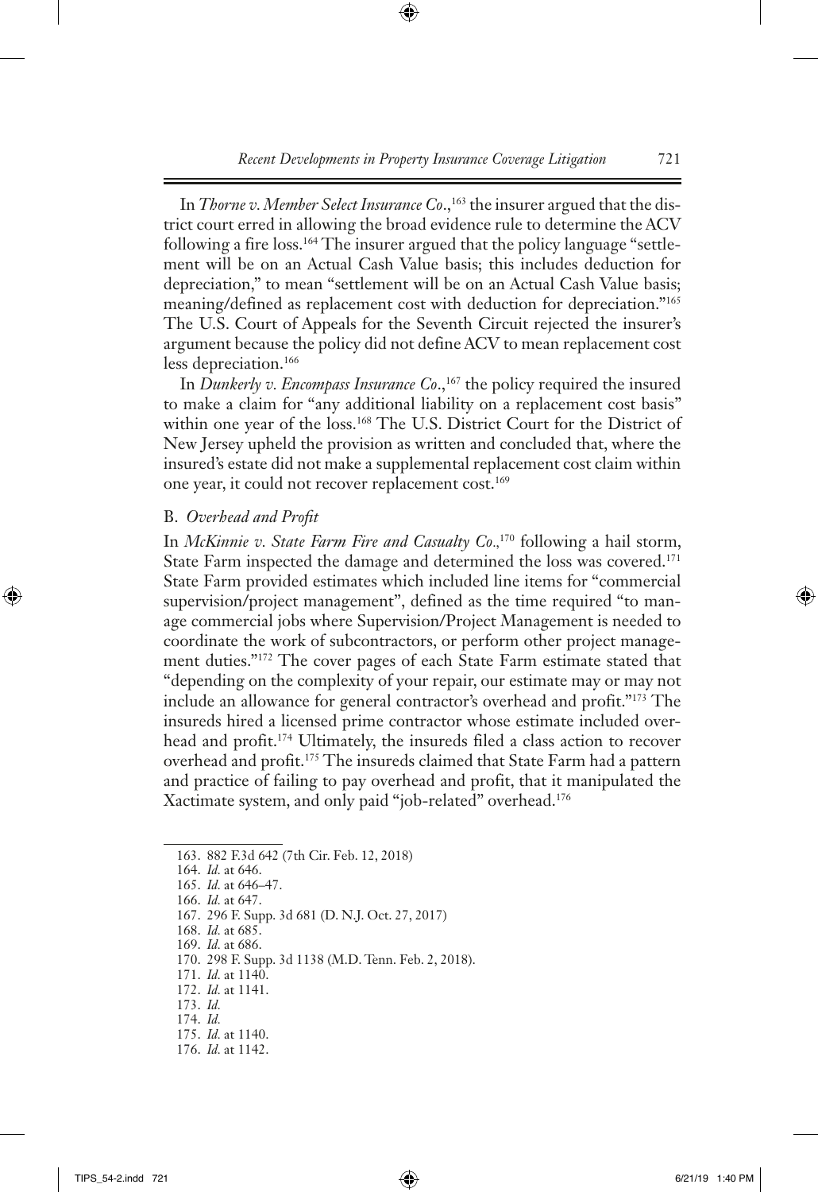In *Thorne v. Member Select Insurance Co*.,[163] the insurer argued that the district court erred in allowing the broad evidence rule to determine the ACV following a fire loss.[164] The insurer argued that the policy language "settlement will be on an Actual Cash Value basis; this includes deduction for depreciation," to mean "settlement will be on an Actual Cash Value basis; meaning/defined as replacement cost with deduction for depreciation."[165] The U.S. Court of Appeals for the Seventh Circuit rejected the insurer's argument because the policy did not define ACV to mean replacement cost less depreciation.[166]

In *Dunkerly v. Encompass Insurance Co*.,[167] the policy required the insured to make a claim for "any additional liability on a replacement cost basis" within one year of the loss.[168] The U.S. District Court for the District of New Jersey upheld the provision as written and concluded that, where the insured's estate did not make a supplemental replacement cost claim within one year, it could not recover replacement cost.[169]

### B. *Overhead and Profit*

In *McKinnie v. State Farm Fire and Casualty Co.*,[170] following a hail storm, State Farm inspected the damage and determined the loss was covered.[171] State Farm provided estimates which included line items for "commercial supervision/project management", defined as the time required "to manage commercial jobs where Supervision/Project Management is needed to coordinate the work of subcontractors, or perform other project management duties."[172] The cover pages of each State Farm estimate stated that "depending on the complexity of your repair, our estimate may or may not include an allowance for general contractor's overhead and profit."[173] The insureds hired a licensed prime contractor whose estimate included overhead and profit.[174] Ultimately, the insureds filed a class action to recover overhead and profit.[175] The insureds claimed that State Farm had a pattern and practice of failing to pay overhead and profit, that it manipulated the Xactimate system, and only paid "job-related" overhead.[176]

---

163. 882 F.3d 642 (7th Cir. Feb. 12, 2018)
164. *Id.* at 646.
165. *Id.* at 646–47.
166. *Id.* at 647.
167. 296 F. Supp. 3d 681 (D. N.J. Oct. 27, 2017)
168. *Id.* at 685.
169. *Id.* at 686.
170. 298 F. Supp. 3d 1138 (M.D. Tenn. Feb. 2, 2018).
171. *Id.* at 1140.
172. *Id.* at 1141.
173. *Id.*
174. *Id.*
175. *Id.* at 1140.
176. *Id.* at 1142.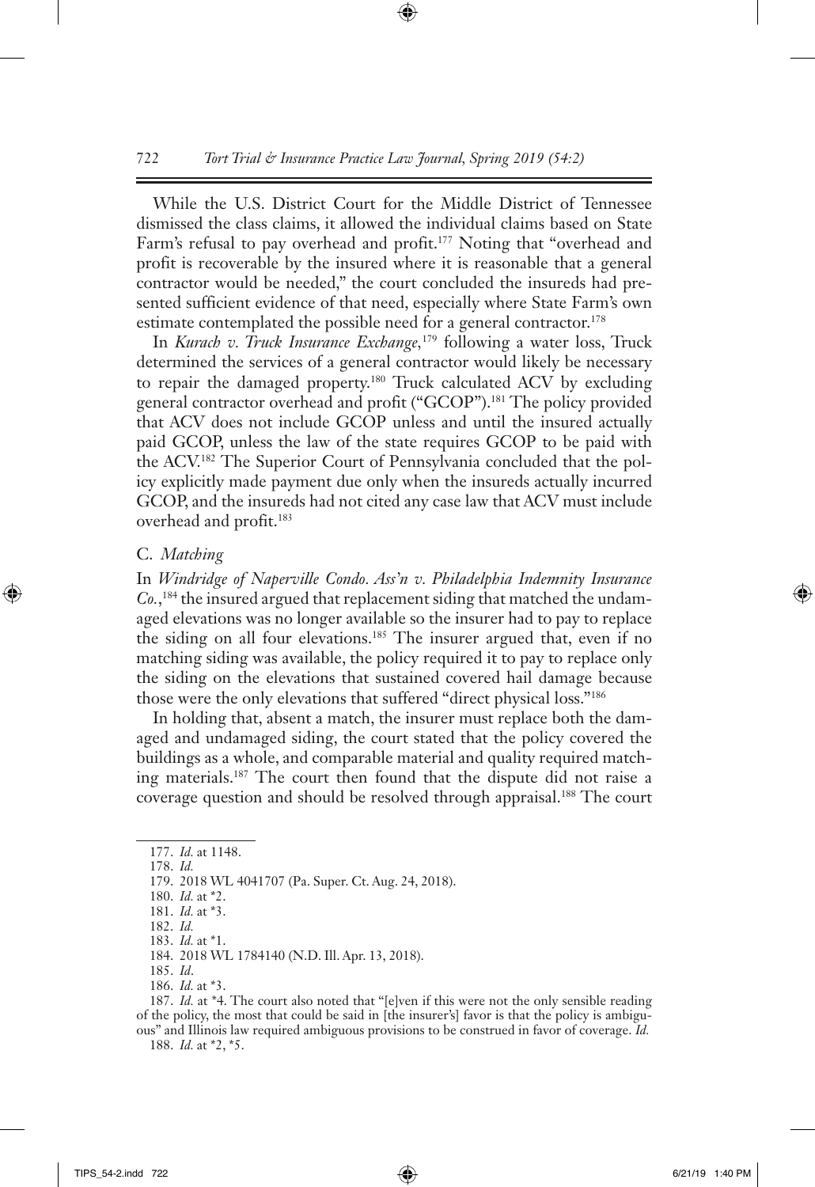While the U.S. District Court for the Middle District of Tennessee dismissed the class claims, it allowed the individual claims based on State Farm's refusal to pay overhead and profit.[177] Noting that "overhead and profit is recoverable by the insured where it is reasonable that a general contractor would be needed," the court concluded the insureds had presented sufficient evidence of that need, especially where State Farm's own estimate contemplated the possible need for a general contractor.[178]

In *Kurach v. Truck Insurance Exchange*,[179] following a water loss, Truck determined the services of a general contractor would likely be necessary to repair the damaged property.[180] Truck calculated ACV by excluding general contractor overhead and profit ("GCOP").[181] The policy provided that ACV does not include GCOP unless and until the insured actually paid GCOP, unless the law of the state requires GCOP to be paid with the ACV.[182] The Superior Court of Pennsylvania concluded that the policy explicitly made payment due only when the insureds actually incurred GCOP, and the insureds had not cited any case law that ACV must include overhead and profit.[183]

### C. *Matching*

In *Windridge of Naperville Condo. Ass'n v. Philadelphia Indemnity Insurance Co.*,[184] the insured argued that replacement siding that matched the undamaged elevations was no longer available so the insurer had to pay to replace the siding on all four elevations.[185] The insurer argued that, even if no matching siding was available, the policy required it to pay to replace only the siding on the elevations that sustained covered hail damage because those were the only elevations that suffered "direct physical loss."[186]

In holding that, absent a match, the insurer must replace both the damaged and undamaged siding, the court stated that the policy covered the buildings as a whole, and comparable material and quality required matching materials.[187] The court then found that the dispute did not raise a coverage question and should be resolved through appraisal.[188] The court

---

177. *Id.* at 1148.

178. *Id.*

179. 2018 WL 4041707 (Pa. Super. Ct. Aug. 24, 2018).

180. *Id.* at *2.

181. *Id.* at *3.

182. *Id.*

183. *Id.* at *1.

184. 2018 WL 1784140 (N.D. Ill. Apr. 13, 2018).

185. *Id.*

186. *Id.* at *3.

187. *Id.* at *4. The court also noted that "[e]ven if this were not the only sensible reading of the policy, the most that could be said in [the insurer's] favor is that the policy is ambiguous" and Illinois law required ambiguous provisions to be construed in favor of coverage. *Id.*

188. *Id.* at *2, *5.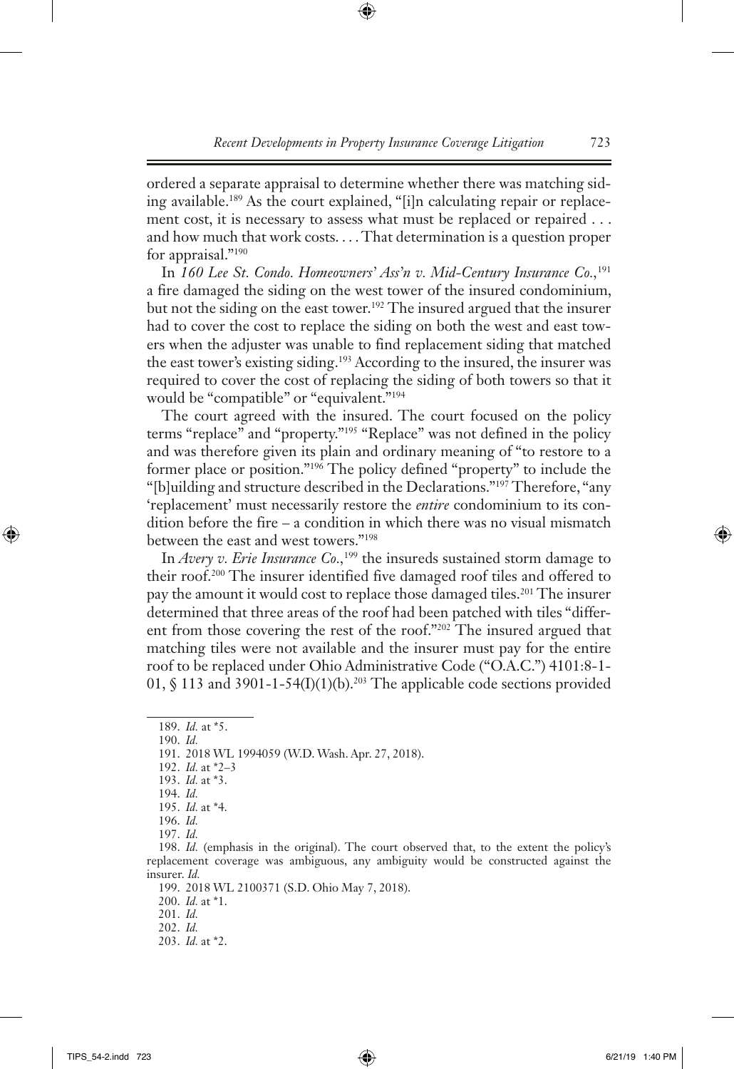ordered a separate appraisal to determine whether there was matching siding available.[189] As the court explained, "[i]n calculating repair or replacement cost, it is necessary to assess what must be replaced or repaired . . . and how much that work costs. . . . That determination is a question proper for appraisal."[190]

In *160 Lee St. Condo. Homeowners' Ass'n v. Mid-Century Insurance Co.*,[191] a fire damaged the siding on the west tower of the insured condominium, but not the siding on the east tower.[192] The insured argued that the insurer had to cover the cost to replace the siding on both the west and east towers when the adjuster was unable to find replacement siding that matched the east tower's existing siding.[193] According to the insured, the insurer was required to cover the cost of replacing the siding of both towers so that it would be "compatible" or "equivalent."[194]

The court agreed with the insured. The court focused on the policy terms "replace" and "property."[195] "Replace" was not defined in the policy and was therefore given its plain and ordinary meaning of "to restore to a former place or position."[196] The policy defined "property" to include the "[b]uilding and structure described in the Declarations."[197] Therefore, "any 'replacement' must necessarily restore the *entire* condominium to its condition before the fire – a condition in which there was no visual mismatch between the east and west towers."[198]

In *Avery v. Erie Insurance Co.*,[199] the insureds sustained storm damage to their roof.[200] The insurer identified five damaged roof tiles and offered to pay the amount it would cost to replace those damaged tiles.[201] The insurer determined that three areas of the roof had been patched with tiles "different from those covering the rest of the roof."[202] The insured argued that matching tiles were not available and the insurer must pay for the entire roof to be replaced under Ohio Administrative Code ("O.A.C.") 4101:8-1-01, § 113 and 3901-1-54(I)(1)(b).[203] The applicable code sections provided

---

189. *Id.* at *5.

190. *Id.*

191. 2018 WL 1994059 (W.D. Wash. Apr. 27, 2018).

192. *Id.* at *2–3

193. *Id.* at *3.

194. *Id.*

195. *Id.* at *4.

196. *Id.*

197. *Id.*

198. *Id.* (emphasis in the original). The court observed that, to the extent the policy's replacement coverage was ambiguous, any ambiguity would be constructed against the insurer. *Id.*

199. 2018 WL 2100371 (S.D. Ohio May 7, 2018).

200. *Id.* at *1.

201. *Id.*

202. *Id.*

203. *Id.* at *2.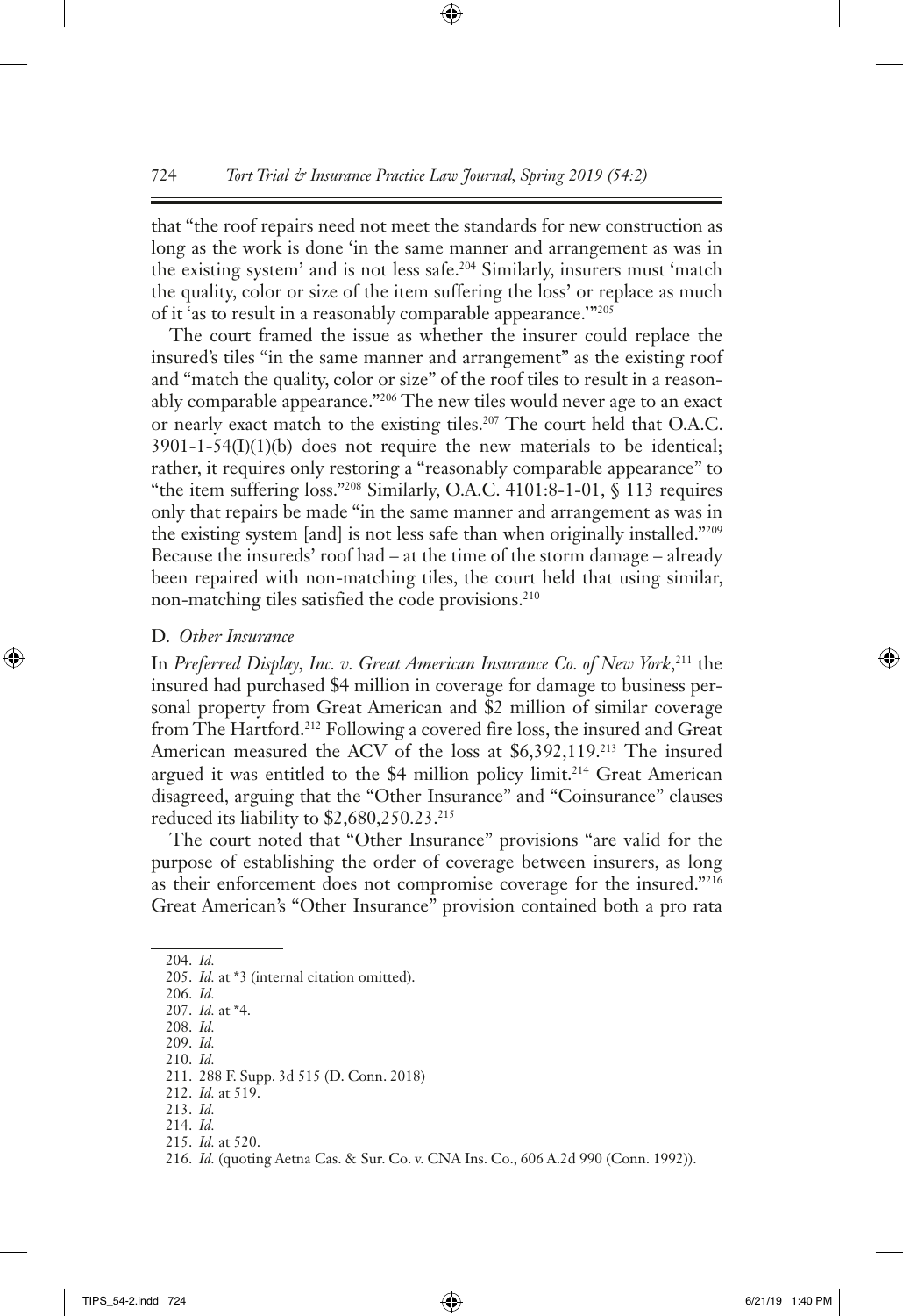that "the roof repairs need not meet the standards for new construction as long as the work is done 'in the same manner and arrangement as was in the existing system' and is not less safe.[204] Similarly, insurers must 'match the quality, color or size of the item suffering the loss' or replace as much of it 'as to result in a reasonably comparable appearance.'"[205]

The court framed the issue as whether the insurer could replace the insured's tiles "in the same manner and arrangement" as the existing roof and "match the quality, color or size" of the roof tiles to result in a reasonably comparable appearance."[206] The new tiles would never age to an exact or nearly exact match to the existing tiles.[207] The court held that O.A.C. 3901-1-54(I)(1)(b) does not require the new materials to be identical; rather, it requires only restoring a "reasonably comparable appearance" to "the item suffering loss."[208] Similarly, O.A.C. 4101:8-1-01, § 113 requires only that repairs be made "in the same manner and arrangement as was in the existing system [and] is not less safe than when originally installed."[209] Because the insureds' roof had – at the time of the storm damage – already been repaired with non-matching tiles, the court held that using similar, non-matching tiles satisfied the code provisions.[210]

### D. *Other Insurance*

In *Preferred Display, Inc. v. Great American Insurance Co. of New York*,[211] the insured had purchased $4 million in coverage for damage to business personal property from Great American and $2 million of similar coverage from The Hartford.[212] Following a covered fire loss, the insured and Great American measured the ACV of the loss at $6,392,119.[213] The insured argued it was entitled to the $4 million policy limit.[214] Great American disagreed, arguing that the "Other Insurance" and "Coinsurance" clauses reduced its liability to $2,680,250.23.[215]

The court noted that "Other Insurance" provisions "are valid for the purpose of establishing the order of coverage between insurers, as long as their enforcement does not compromise coverage for the insured."[216] Great American's "Other Insurance" provision contained both a pro rata

---

204. *Id.*

205. *Id.* at *3 (internal citation omitted).

206. *Id.*

207. *Id.* at *4.

208. *Id.*

209. *Id.*

210. *Id.*

211. 288 F. Supp. 3d 515 (D. Conn. 2018)

212. *Id.* at 519.

213. *Id.*

214. *Id.*

215. *Id.* at 520.

216. *Id.* (quoting Aetna Cas. & Sur. Co. v. CNA Ins. Co., 606 A.2d 990 (Conn. 1992)).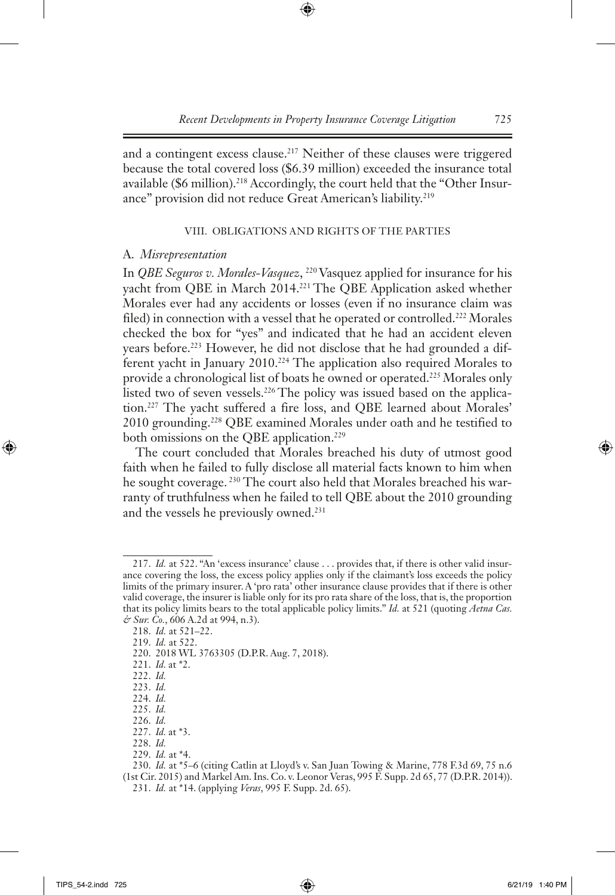and a contingent excess clause.[217] Neither of these clauses were triggered because the total covered loss ($6.39 million) exceeded the insurance total available ($6 million).[218] Accordingly, the court held that the "Other Insurance" provision did not reduce Great American's liability.[219]

## VIII. OBLIGATIONS AND RIGHTS OF THE PARTIES

### A. *Misrepresentation*

In *QBE Seguros v. Morales-Vasquez*, [220] Vasquez applied for insurance for his yacht from QBE in March 2014.[221] The QBE Application asked whether Morales ever had any accidents or losses (even if no insurance claim was filed) in connection with a vessel that he operated or controlled.[222] Morales checked the box for "yes" and indicated that he had an accident eleven years before.[223] However, he did not disclose that he had grounded a different yacht in January 2010.[224] The application also required Morales to provide a chronological list of boats he owned or operated.[225] Morales only listed two of seven vessels.[226] The policy was issued based on the application.[227] The yacht suffered a fire loss, and QBE learned about Morales' 2010 grounding.[228] QBE examined Morales under oath and he testified to both omissions on the QBE application.[229]

The court concluded that Morales breached his duty of utmost good faith when he failed to fully disclose all material facts known to him when he sought coverage. [230] The court also held that Morales breached his warranty of truthfulness when he failed to tell QBE about the 2010 grounding and the vessels he previously owned.[231]

---

217. *Id.* at 522. "An 'excess insurance' clause . . . provides that, if there is other valid insurance covering the loss, the excess policy applies only if the claimant's loss exceeds the policy limits of the primary insurer. A 'pro rata' other insurance clause provides that if there is other valid coverage, the insurer is liable only for its pro rata share of the loss, that is, the proportion that its policy limits bears to the total applicable policy limits." *Id.* at 521 (quoting *Aetna Cas. & Sur. Co.*, 606 A.2d at 994, n.3).

218. *Id.* at 521–22.

219. *Id.* at 522.

220. 2018 WL 3763305 (D.P.R. Aug. 7, 2018).

221. *Id.* at *2.

222. *Id.*

223. *Id.*

224. *Id.*

225. *Id.*

226. *Id.*

227. *Id.* at *3.

228. *Id.*

229. *Id.* at *4.

230. *Id.* at *5–6 (citing Catlin at Lloyd's v. San Juan Towing & Marine, 778 F.3d 69, 75 n.6 (1st Cir. 2015) and Markel Am. Ins. Co. v. Leonor Veras, 995 F. Supp. 2d 65, 77 (D.P.R. 2014)).

231. *Id.* at *14. (applying *Veras*, 995 F. Supp. 2d. 65).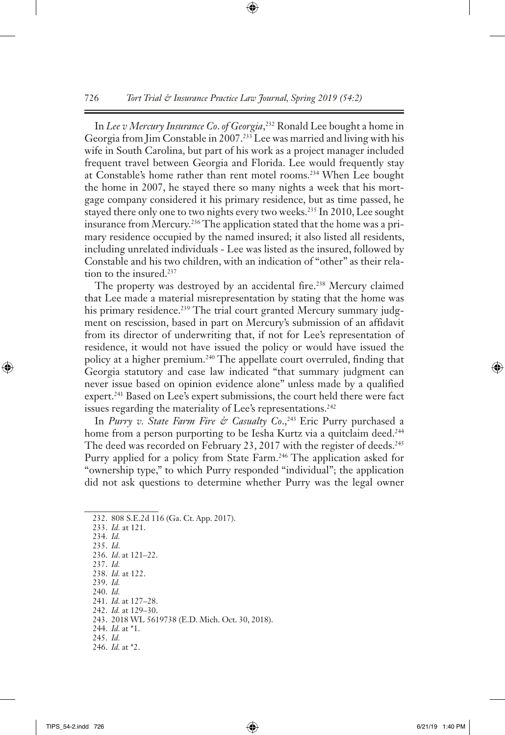In *Lee v Mercury Insurance Co. of Georgia*,[232] Ronald Lee bought a home in Georgia from Jim Constable in 2007.[233] Lee was married and living with his wife in South Carolina, but part of his work as a project manager included frequent travel between Georgia and Florida. Lee would frequently stay at Constable's home rather than rent motel rooms.[234] When Lee bought the home in 2007, he stayed there so many nights a week that his mortgage company considered it his primary residence, but as time passed, he stayed there only one to two nights every two weeks.[235] In 2010, Lee sought insurance from Mercury.[236] The application stated that the home was a primary residence occupied by the named insured; it also listed all residents, including unrelated individuals - Lee was listed as the insured, followed by Constable and his two children, with an indication of "other" as their relation to the insured.[237]

The property was destroyed by an accidental fire.[238] Mercury claimed that Lee made a material misrepresentation by stating that the home was his primary residence.[239] The trial court granted Mercury summary judgment on rescission, based in part on Mercury's submission of an affidavit from its director of underwriting that, if not for Lee's representation of residence, it would not have issued the policy or would have issued the policy at a higher premium.[240] The appellate court overruled, finding that Georgia statutory and case law indicated "that summary judgment can never issue based on opinion evidence alone" unless made by a qualified expert.[241] Based on Lee's expert submissions, the court held there were fact issues regarding the materiality of Lee's representations.[242]

In *Purry v. State Farm Fire & Casualty Co.*,[243] Eric Purry purchased a home from a person purporting to be Iesha Kurtz via a quitclaim deed.[244] The deed was recorded on February 23, 2017 with the register of deeds.[245] Purry applied for a policy from State Farm.[246] The application asked for "ownership type," to which Purry responded "individual"; the application did not ask questions to determine whether Purry was the legal owner

232. 808 S.E.2d 116 (Ga. Ct. App. 2017).
233. *Id.* at 121.
234. *Id.*
235. *Id*.
236. *Id*. at 121–22.
237. *Id.*
238. *Id.* at 122.
239. *Id.*
240. *Id.*
241. *Id.* at 127–28.
242. *Id.* at 129–30.
243. 2018 WL 5619738 (E.D. Mich. Oct. 30, 2018).
244. *Id.* at *1.
245. *Id.*
246. *Id.* at *2.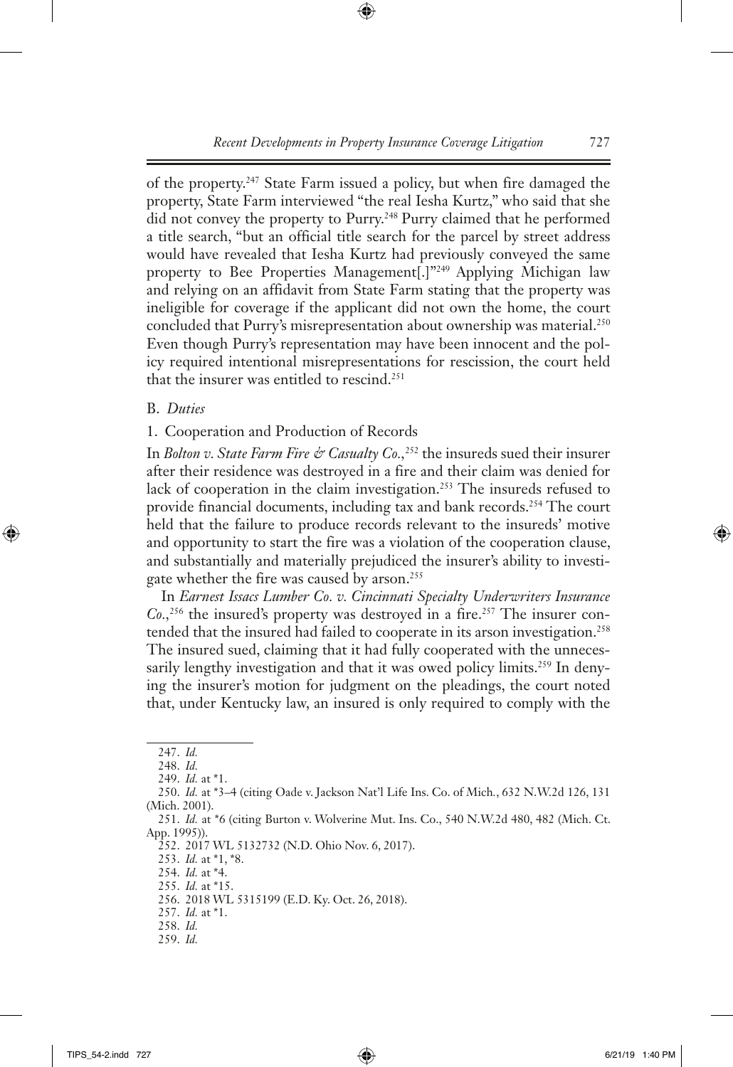of the property.[247] State Farm issued a policy, but when fire damaged the property, State Farm interviewed "the real Iesha Kurtz," who said that she did not convey the property to Purry.[248] Purry claimed that he performed a title search, "but an official title search for the parcel by street address would have revealed that Iesha Kurtz had previously conveyed the same property to Bee Properties Management[.]"[249] Applying Michigan law and relying on an affidavit from State Farm stating that the property was ineligible for coverage if the applicant did not own the home, the court concluded that Purry's misrepresentation about ownership was material.[250] Even though Purry's representation may have been innocent and the policy required intentional misrepresentations for rescission, the court held that the insurer was entitled to rescind.[251]

### B. *Duties*

#### 1. Cooperation and Production of Records

In *Bolton v. State Farm Fire & Casualty Co.*,[252] the insureds sued their insurer after their residence was destroyed in a fire and their claim was denied for lack of cooperation in the claim investigation.[253] The insureds refused to provide financial documents, including tax and bank records.[254] The court held that the failure to produce records relevant to the insureds' motive and opportunity to start the fire was a violation of the cooperation clause, and substantially and materially prejudiced the insurer's ability to investigate whether the fire was caused by arson.[255]

In *Earnest Issacs Lumber Co. v. Cincinnati Specialty Underwriters Insurance Co.*,[256] the insured's property was destroyed in a fire.[257] The insurer contended that the insured had failed to cooperate in its arson investigation.[258] The insured sued, claiming that it had fully cooperated with the unnecessarily lengthy investigation and that it was owed policy limits.[259] In denying the insurer's motion for judgment on the pleadings, the court noted that, under Kentucky law, an insured is only required to comply with the

---

247. *Id.*

248. *Id.*

249. *Id.* at *1.

250. *Id.* at *3–4 (citing Oade v. Jackson Nat'l Life Ins. Co. of Mich., 632 N.W.2d 126, 131 (Mich. 2001).

251. *Id.* at *6 (citing Burton v. Wolverine Mut. Ins. Co., 540 N.W.2d 480, 482 (Mich. Ct. App. 1995)).

252. 2017 WL 5132732 (N.D. Ohio Nov. 6, 2017).

253. *Id.* at *1, *8.

254. *Id.* at *4.

255. *Id.* at *15.

256. 2018 WL 5315199 (E.D. Ky. Oct. 26, 2018).

257. *Id.* at *1.

258. *Id.*

259. *Id.*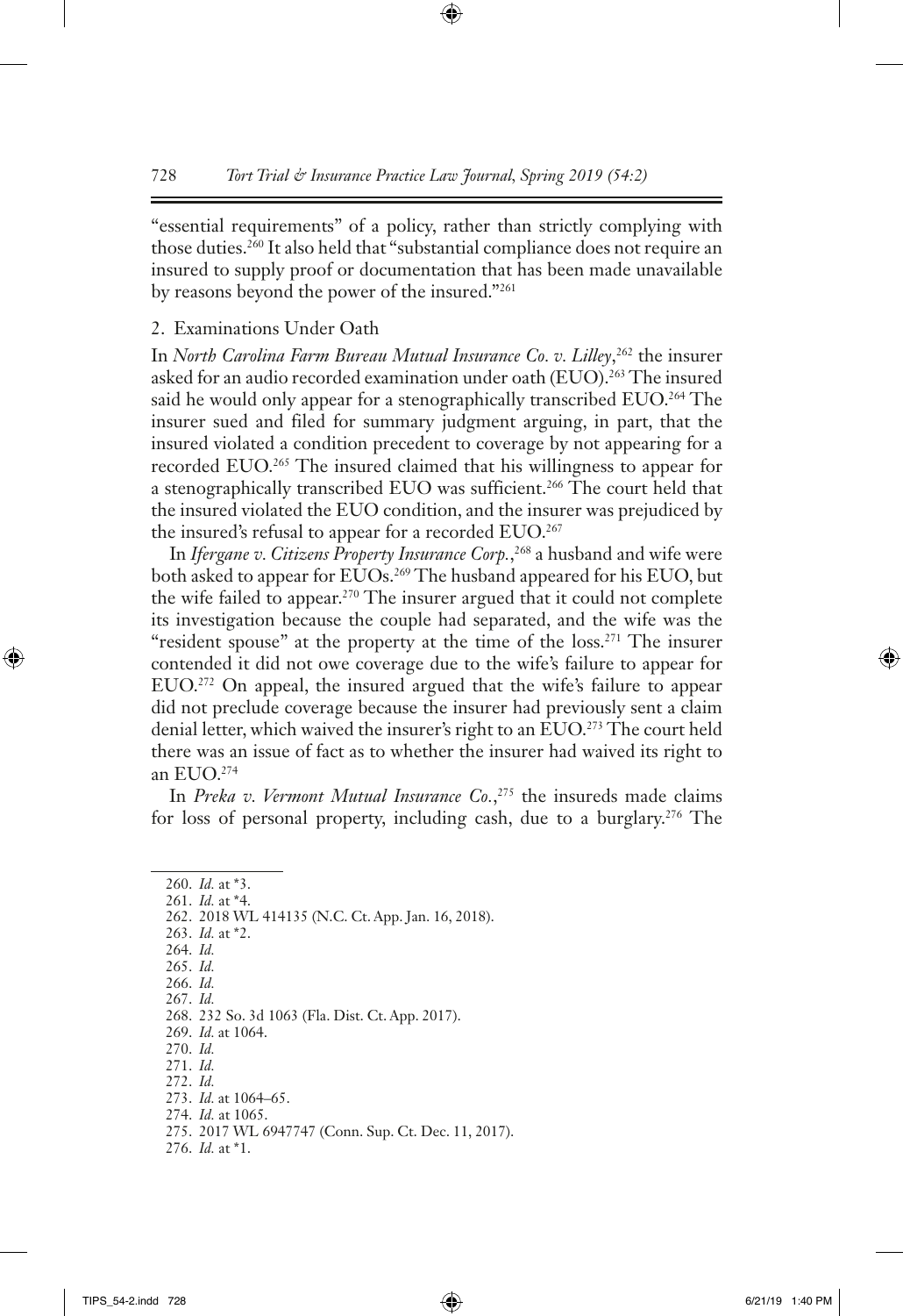"essential requirements" of a policy, rather than strictly complying with those duties.[260] It also held that "substantial compliance does not require an insured to supply proof or documentation that has been made unavailable by reasons beyond the power of the insured."[261]

### 2. Examinations Under Oath

In *North Carolina Farm Bureau Mutual Insurance Co. v. Lilley*,[262] the insurer asked for an audio recorded examination under oath (EUO).[263] The insured said he would only appear for a stenographically transcribed EUO.[264] The insurer sued and filed for summary judgment arguing, in part, that the insured violated a condition precedent to coverage by not appearing for a recorded EUO.[265] The insured claimed that his willingness to appear for a stenographically transcribed EUO was sufficient.[266] The court held that the insured violated the EUO condition, and the insurer was prejudiced by the insured's refusal to appear for a recorded EUO.[267]

In *Ifergane v. Citizens Property Insurance Corp.*,[268] a husband and wife were both asked to appear for EUOs.[269] The husband appeared for his EUO, but the wife failed to appear.[270] The insurer argued that it could not complete its investigation because the couple had separated, and the wife was the "resident spouse" at the property at the time of the loss.[271] The insurer contended it did not owe coverage due to the wife's failure to appear for EUO.[272] On appeal, the insured argued that the wife's failure to appear did not preclude coverage because the insurer had previously sent a claim denial letter, which waived the insurer's right to an EUO.[273] The court held there was an issue of fact as to whether the insurer had waived its right to an EUO.[274]

In *Preka v. Vermont Mutual Insurance Co.*,[275] the insureds made claims for loss of personal property, including cash, due to a burglary.[276] The

---

260. *Id.* at *3.
261. *Id.* at *4.
262. 2018 WL 414135 (N.C. Ct. App. Jan. 16, 2018).
263. *Id.* at *2.
264. *Id.*
265. *Id.*
266. *Id.*
267. *Id.*
268. 232 So. 3d 1063 (Fla. Dist. Ct. App. 2017).
269. *Id.* at 1064.
270. *Id.*
271. *Id.*
272. *Id.*
273. *Id.* at 1064–65.
274. *Id.* at 1065.
275. 2017 WL 6947747 (Conn. Sup. Ct. Dec. 11, 2017).
276. *Id.* at *1.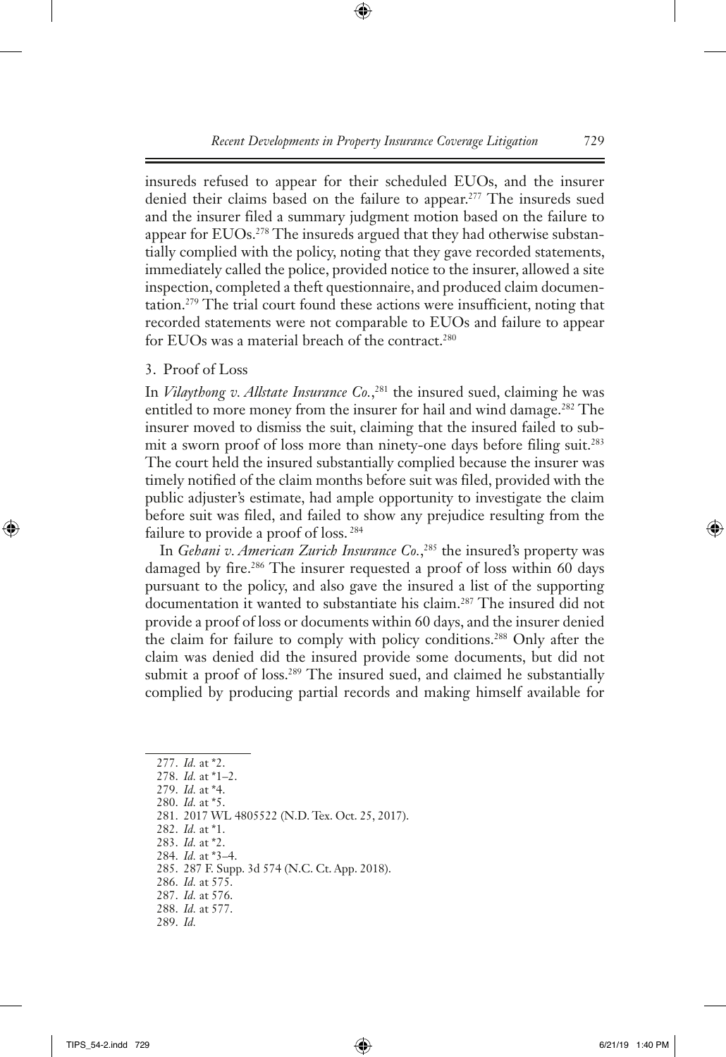insureds refused to appear for their scheduled EUOs, and the insurer denied their claims based on the failure to appear.[277] The insureds sued and the insurer filed a summary judgment motion based on the failure to appear for EUOs.[278] The insureds argued that they had otherwise substantially complied with the policy, noting that they gave recorded statements, immediately called the police, provided notice to the insurer, allowed a site inspection, completed a theft questionnaire, and produced claim documentation.[279] The trial court found these actions were insufficient, noting that recorded statements were not comparable to EUOs and failure to appear for EUOs was a material breach of the contract.[280]

### 3. Proof of Loss

In *Vilaythong v. Allstate Insurance Co.*,[281] the insured sued, claiming he was entitled to more money from the insurer for hail and wind damage.[282] The insurer moved to dismiss the suit, claiming that the insured failed to submit a sworn proof of loss more than ninety-one days before filing suit.[283] The court held the insured substantially complied because the insurer was timely notified of the claim months before suit was filed, provided with the public adjuster's estimate, had ample opportunity to investigate the claim before suit was filed, and failed to show any prejudice resulting from the failure to provide a proof of loss.[284]

In *Gehani v. American Zurich Insurance Co.*,[285] the insured's property was damaged by fire.[286] The insurer requested a proof of loss within 60 days pursuant to the policy, and also gave the insured a list of the supporting documentation it wanted to substantiate his claim.[287] The insured did not provide a proof of loss or documents within 60 days, and the insurer denied the claim for failure to comply with policy conditions.[288] Only after the claim was denied did the insured provide some documents, but did not submit a proof of loss.[289] The insured sued, and claimed he substantially complied by producing partial records and making himself available for

---

277. *Id.* at *2.
278. *Id.* at *1–2.
279. *Id.* at *4.
280. *Id.* at *5.
281. 2017 WL 4805522 (N.D. Tex. Oct. 25, 2017).
282. *Id.* at *1.
283. *Id.* at *2.
284. *Id.* at *3–4.
285. 287 F. Supp. 3d 574 (N.C. Ct. App. 2018).
286. *Id.* at 575.
287. *Id.* at 576.
288. *Id.* at 577.
289. *Id.*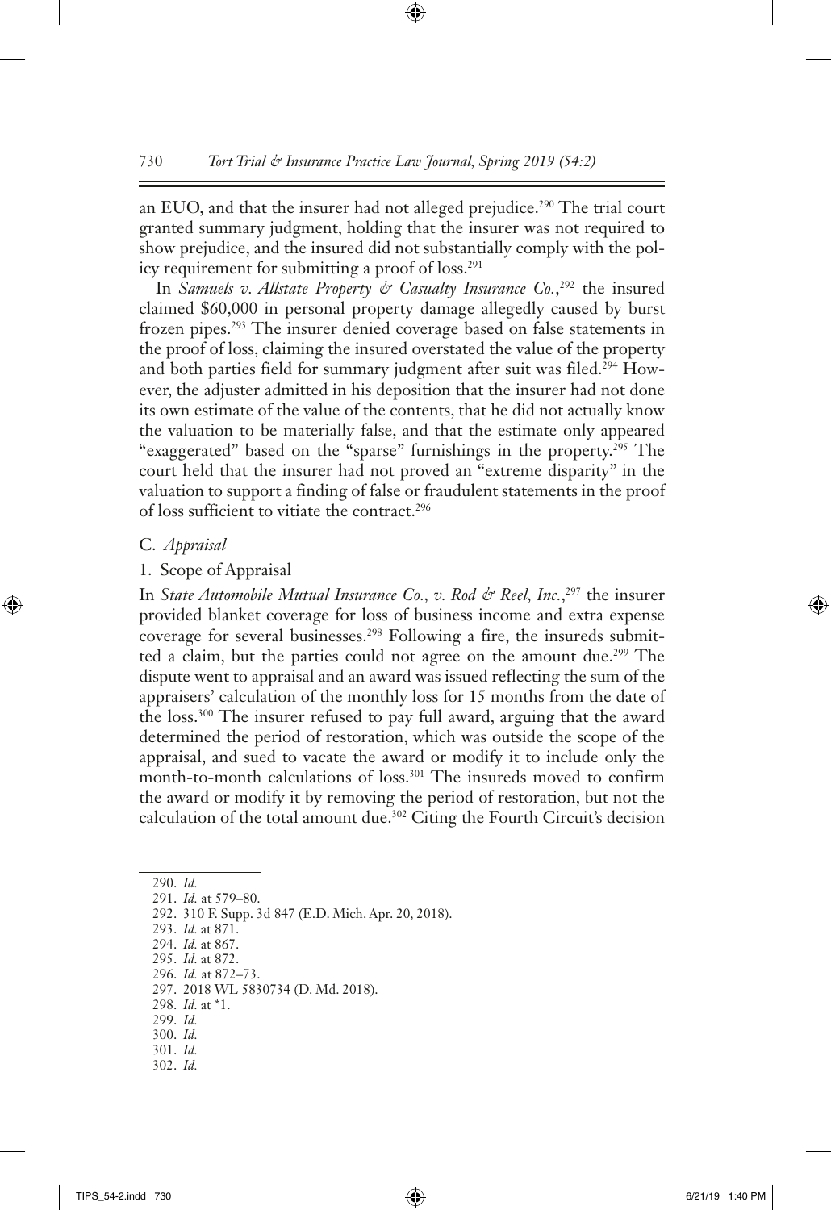an EUO, and that the insurer had not alleged prejudice.[290] The trial court granted summary judgment, holding that the insurer was not required to show prejudice, and the insured did not substantially comply with the policy requirement for submitting a proof of loss.[291]

In *Samuels v. Allstate Property & Casualty Insurance Co.*,[292] the insured claimed $60,000 in personal property damage allegedly caused by burst frozen pipes.[293] The insurer denied coverage based on false statements in the proof of loss, claiming the insured overstated the value of the property and both parties field for summary judgment after suit was filed.[294] However, the adjuster admitted in his deposition that the insurer had not done its own estimate of the value of the contents, that he did not actually know the valuation to be materially false, and that the estimate only appeared "exaggerated" based on the "sparse" furnishings in the property.[295] The court held that the insurer had not proved an "extreme disparity" in the valuation to support a finding of false or fraudulent statements in the proof of loss sufficient to vitiate the contract.[296]

### C. *Appraisal*

#### 1. Scope of Appraisal

In *State Automobile Mutual Insurance Co., v. Rod & Reel, Inc.*,[297] the insurer provided blanket coverage for loss of business income and extra expense coverage for several businesses.[298] Following a fire, the insureds submitted a claim, but the parties could not agree on the amount due.[299] The dispute went to appraisal and an award was issued reflecting the sum of the appraisers' calculation of the monthly loss for 15 months from the date of the loss.[300] The insurer refused to pay full award, arguing that the award determined the period of restoration, which was outside the scope of the appraisal, and sued to vacate the award or modify it to include only the month-to-month calculations of loss.[301] The insureds moved to confirm the award or modify it by removing the period of restoration, but not the calculation of the total amount due.[302] Citing the Fourth Circuit's decision

---

290. *Id.*
291. *Id.* at 579–80.
292. 310 F. Supp. 3d 847 (E.D. Mich. Apr. 20, 2018).
293. *Id.* at 871.
294. *Id.* at 867.
295. *Id.* at 872.
296. *Id.* at 872–73.
297. 2018 WL 5830734 (D. Md. 2018).
298. *Id.* at *1.
299. *Id.*
300. *Id.*
301. *Id.*
302. *Id.*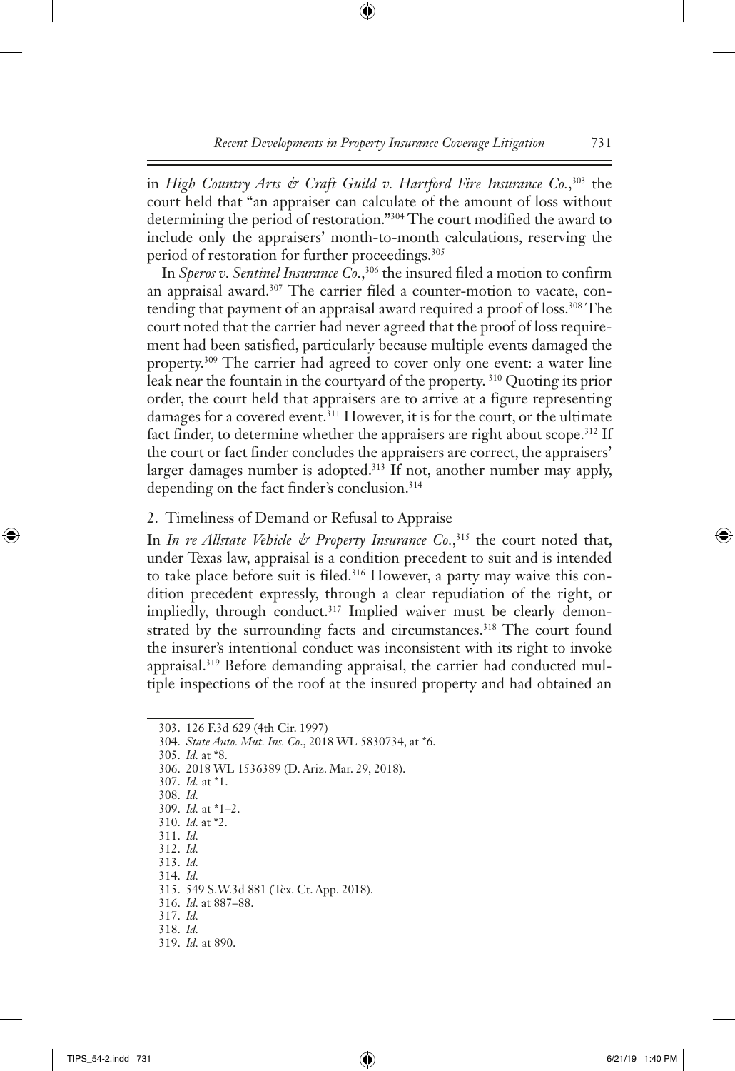in *High Country Arts & Craft Guild v. Hartford Fire Insurance Co.*,[303] the court held that "an appraiser can calculate of the amount of loss without determining the period of restoration."[304] The court modified the award to include only the appraisers' month-to-month calculations, reserving the period of restoration for further proceedings.[305]

In *Speros v. Sentinel Insurance Co.*,[306] the insured filed a motion to confirm an appraisal award.[307] The carrier filed a counter-motion to vacate, contending that payment of an appraisal award required a proof of loss.[308] The court noted that the carrier had never agreed that the proof of loss requirement had been satisfied, particularly because multiple events damaged the property.[309] The carrier had agreed to cover only one event: a water line leak near the fountain in the courtyard of the property.[310] Quoting its prior order, the court held that appraisers are to arrive at a figure representing damages for a covered event.[311] However, it is for the court, or the ultimate fact finder, to determine whether the appraisers are right about scope.[312] If the court or fact finder concludes the appraisers are correct, the appraisers' larger damages number is adopted.[313] If not, another number may apply, depending on the fact finder's conclusion.[314]

### 2. Timeliness of Demand or Refusal to Appraise

In *In re Allstate Vehicle & Property Insurance Co.*,[315] the court noted that, under Texas law, appraisal is a condition precedent to suit and is intended to take place before suit is filed.[316] However, a party may waive this condition precedent expressly, through a clear repudiation of the right, or impliedly, through conduct.[317] Implied waiver must be clearly demonstrated by the surrounding facts and circumstances.[318] The court found the insurer's intentional conduct was inconsistent with its right to invoke appraisal.[319] Before demanding appraisal, the carrier had conducted multiple inspections of the roof at the insured property and had obtained an

---

303. 126 F.3d 629 (4th Cir. 1997)
304. *State Auto. Mut. Ins. Co.*, 2018 WL 5830734, at *6.
305. *Id.* at *8.
306. 2018 WL 1536389 (D. Ariz. Mar. 29, 2018).
307. *Id.* at *1.
308. *Id.*
309. *Id.* at *1–2.
310. *Id.* at *2.
311. *Id.*
312. *Id.*
313. *Id.*
314. *Id.*
315. 549 S.W.3d 881 (Tex. Ct. App. 2018).
316. *Id.* at 887–88.
317. *Id.*
318. *Id.*
319. *Id.* at 890.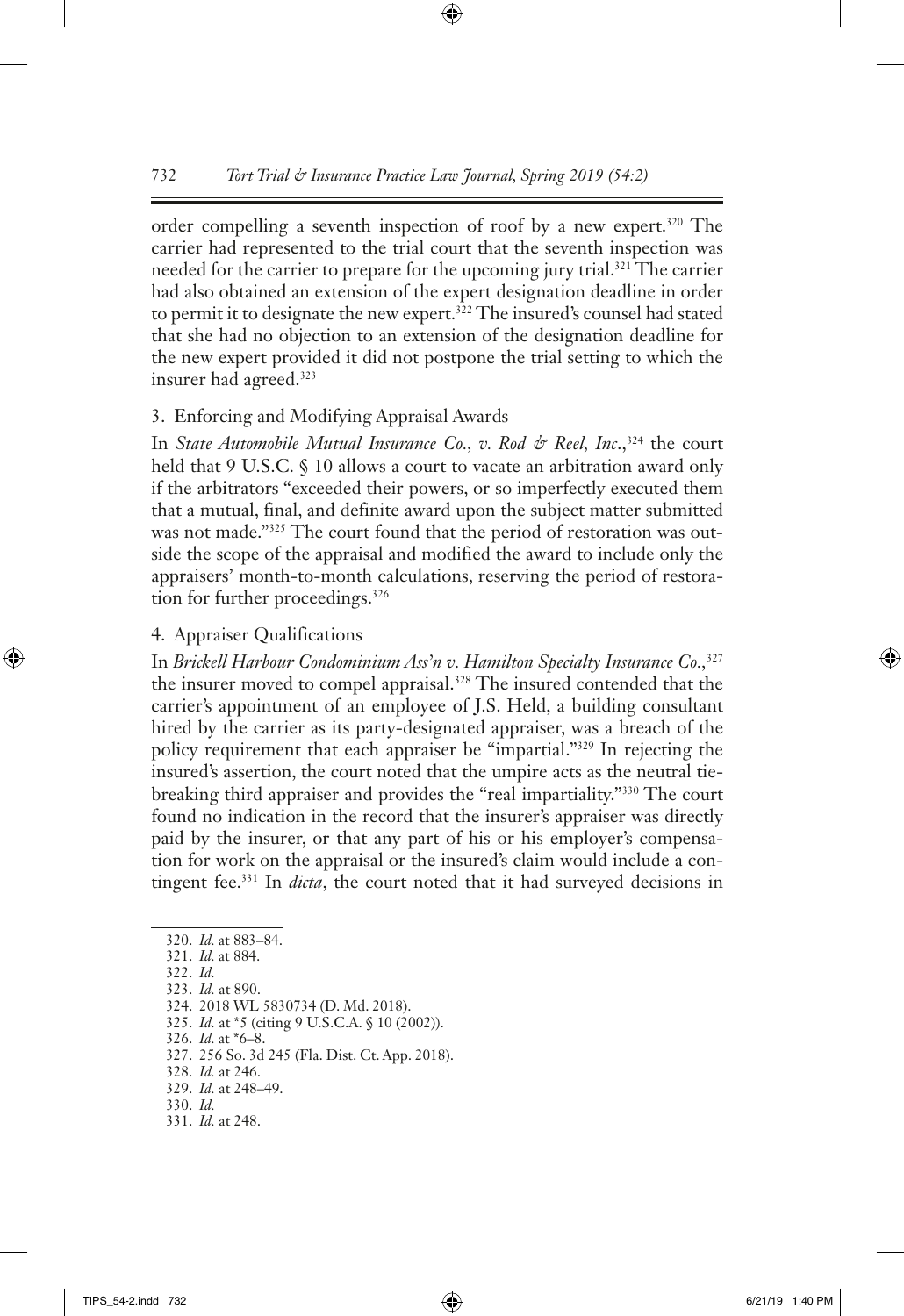order compelling a seventh inspection of roof by a new expert.[320] The carrier had represented to the trial court that the seventh inspection was needed for the carrier to prepare for the upcoming jury trial.[321] The carrier had also obtained an extension of the expert designation deadline in order to permit it to designate the new expert.[322] The insured's counsel had stated that she had no objection to an extension of the designation deadline for the new expert provided it did not postpone the trial setting to which the insurer had agreed.[323]

### 3. Enforcing and Modifying Appraisal Awards

In *State Automobile Mutual Insurance Co., v. Rod & Reel, Inc.*,[324] the court held that 9 U.S.C. § 10 allows a court to vacate an arbitration award only if the arbitrators "exceeded their powers, or so imperfectly executed them that a mutual, final, and definite award upon the subject matter submitted was not made."[325] The court found that the period of restoration was outside the scope of the appraisal and modified the award to include only the appraisers' month-to-month calculations, reserving the period of restoration for further proceedings.[326]

### 4. Appraiser Qualifications

In *Brickell Harbour Condominium Ass'n v. Hamilton Specialty Insurance Co.*,[327] the insurer moved to compel appraisal.[328] The insured contended that the carrier's appointment of an employee of J.S. Held, a building consultant hired by the carrier as its party-designated appraiser, was a breach of the policy requirement that each appraiser be "impartial."[329] In rejecting the insured's assertion, the court noted that the umpire acts as the neutral tie-breaking third appraiser and provides the "real impartiality."[330] The court found no indication in the record that the insurer's appraiser was directly paid by the insurer, or that any part of his or his employer's compensation for work on the appraisal or the insured's claim would include a contingent fee.[331] In *dicta*, the court noted that it had surveyed decisions in

---

320. *Id.* at 883–84.
321. *Id.* at 884.
322. *Id.*
323. *Id.* at 890.
324. 2018 WL 5830734 (D. Md. 2018).
325. *Id.* at *5 (citing 9 U.S.C.A. § 10 (2002)).
326. *Id.* at *6–8.
327. 256 So. 3d 245 (Fla. Dist. Ct. App. 2018).
328. *Id.* at 246.
329. *Id.* at 248–49.
330. *Id.*
331. *Id.* at 248.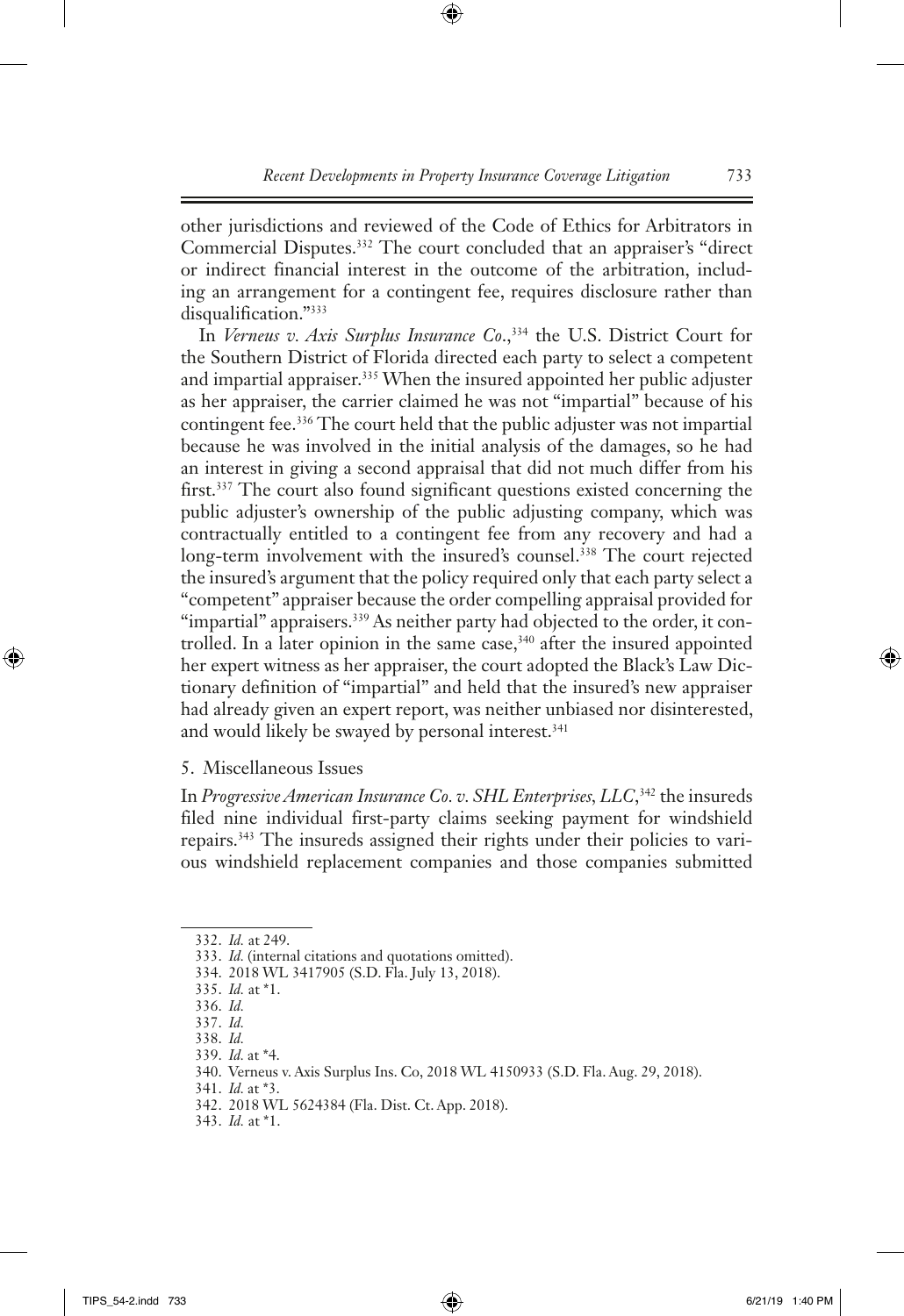other jurisdictions and reviewed of the Code of Ethics for Arbitrators in Commercial Disputes.[332] The court concluded that an appraiser's "direct or indirect financial interest in the outcome of the arbitration, including an arrangement for a contingent fee, requires disclosure rather than disqualification."[333]

In *Verneus v. Axis Surplus Insurance Co*.,[334] the U.S. District Court for the Southern District of Florida directed each party to select a competent and impartial appraiser.[335] When the insured appointed her public adjuster as her appraiser, the carrier claimed he was not "impartial" because of his contingent fee.[336] The court held that the public adjuster was not impartial because he was involved in the initial analysis of the damages, so he had an interest in giving a second appraisal that did not much differ from his first.[337] The court also found significant questions existed concerning the public adjuster's ownership of the public adjusting company, which was contractually entitled to a contingent fee from any recovery and had a long-term involvement with the insured's counsel.[338] The court rejected the insured's argument that the policy required only that each party select a "competent" appraiser because the order compelling appraisal provided for "impartial" appraisers.[339] As neither party had objected to the order, it controlled. In a later opinion in the same case,[340] after the insured appointed her expert witness as her appraiser, the court adopted the Black's Law Dictionary definition of "impartial" and held that the insured's new appraiser had already given an expert report, was neither unbiased nor disinterested, and would likely be swayed by personal interest.[341]

5. Miscellaneous Issues

In *Progressive American Insurance Co. v. SHL Enterprises, LLC*,[342] the insureds filed nine individual first-party claims seeking payment for windshield repairs.[343] The insureds assigned their rights under their policies to various windshield replacement companies and those companies submitted

---

332. *Id.* at 249.
333. *Id.* (internal citations and quotations omitted).
334. 2018 WL 3417905 (S.D. Fla. July 13, 2018).
335. *Id.* at *1.
336. *Id.*
337. *Id.*
338. *Id.*
339. *Id.* at *4.
340. Verneus v. Axis Surplus Ins. Co, 2018 WL 4150933 (S.D. Fla. Aug. 29, 2018).
341. *Id.* at *3.
342. 2018 WL 5624384 (Fla. Dist. Ct. App. 2018).
343. *Id.* at *1.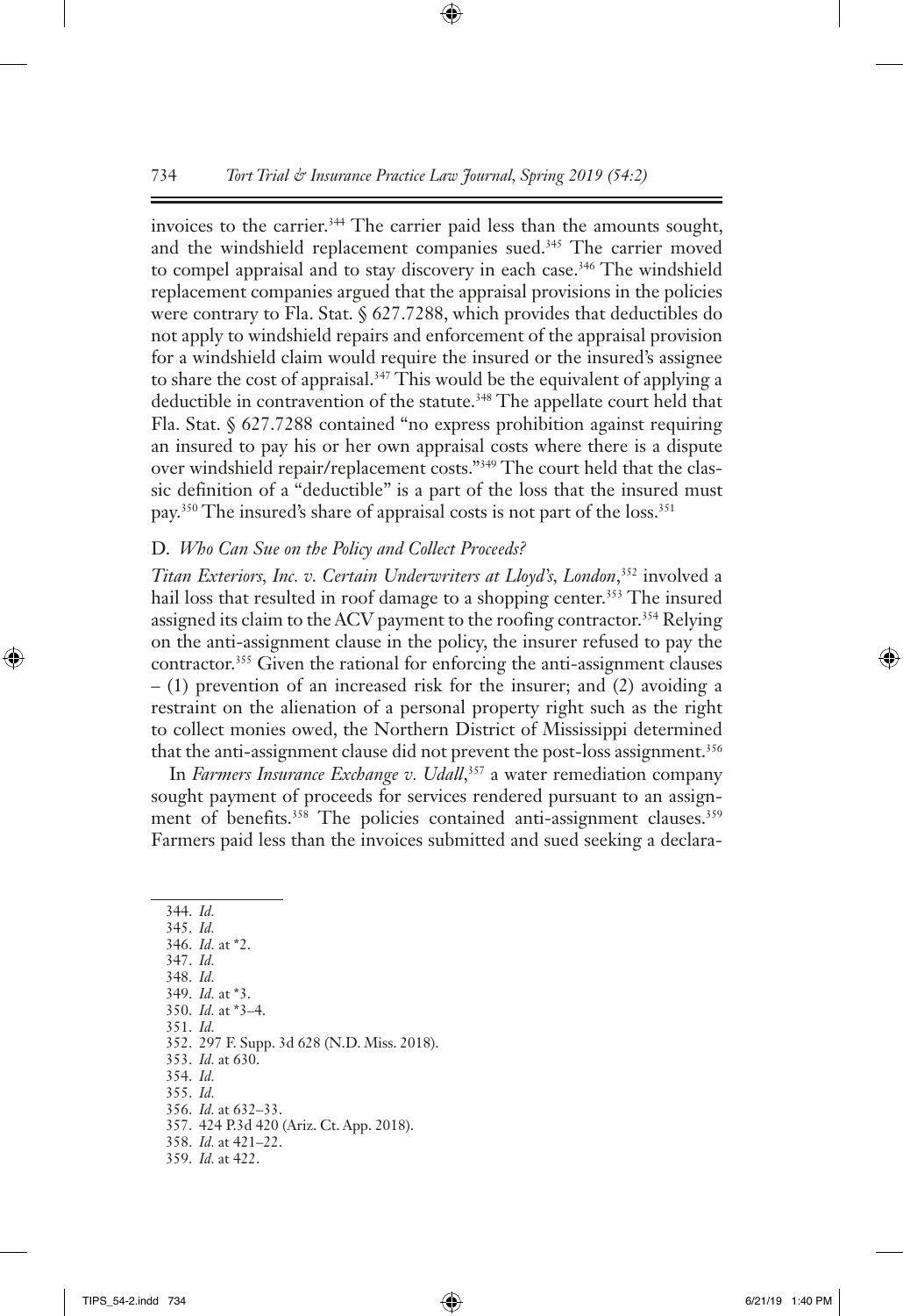invoices to the carrier.[344] The carrier paid less than the amounts sought, and the windshield replacement companies sued.[345] The carrier moved to compel appraisal and to stay discovery in each case.[346] The windshield replacement companies argued that the appraisal provisions in the policies were contrary to Fla. Stat. § 627.7288, which provides that deductibles do not apply to windshield repairs and enforcement of the appraisal provision for a windshield claim would require the insured or the insured's assignee to share the cost of appraisal.[347] This would be the equivalent of applying a deductible in contravention of the statute.[348] The appellate court held that Fla. Stat. § 627.7288 contained "no express prohibition against requiring an insured to pay his or her own appraisal costs where there is a dispute over windshield repair/replacement costs."[349] The court held that the classic definition of a "deductible" is a part of the loss that the insured must pay.[350] The insured's share of appraisal costs is not part of the loss.[351]

### D. *Who Can Sue on the Policy and Collect Proceeds?*

*Titan Exteriors, Inc. v. Certain Underwriters at Lloyd's, London*,[352] involved a hail loss that resulted in roof damage to a shopping center.[353] The insured assigned its claim to the ACV payment to the roofing contractor.[354] Relying on the anti-assignment clause in the policy, the insurer refused to pay the contractor.[355] Given the rational for enforcing the anti-assignment clauses – (1) prevention of an increased risk for the insurer; and (2) avoiding a restraint on the alienation of a personal property right such as the right to collect monies owed, the Northern District of Mississippi determined that the anti-assignment clause did not prevent the post-loss assignment.[356]

In *Farmers Insurance Exchange v. Udall*,[357] a water remediation company sought payment of proceeds for services rendered pursuant to an assignment of benefits.[358] The policies contained anti-assignment clauses.[359] Farmers paid less than the invoices submitted and sued seeking a declara-

---

344. *Id.*
345. *Id.*
346. *Id.* at *2.
347. *Id.*
348. *Id.*
349. *Id.* at *3.
350. *Id.* at *3–4.
351. *Id.*
352. 297 F. Supp. 3d 628 (N.D. Miss. 2018).
353. *Id.* at 630.
354. *Id.*
355. *Id.*
356. *Id.* at 632–33.
357. 424 P.3d 420 (Ariz. Ct. App. 2018).
358. *Id.* at 421–22.
359. *Id.* at 422.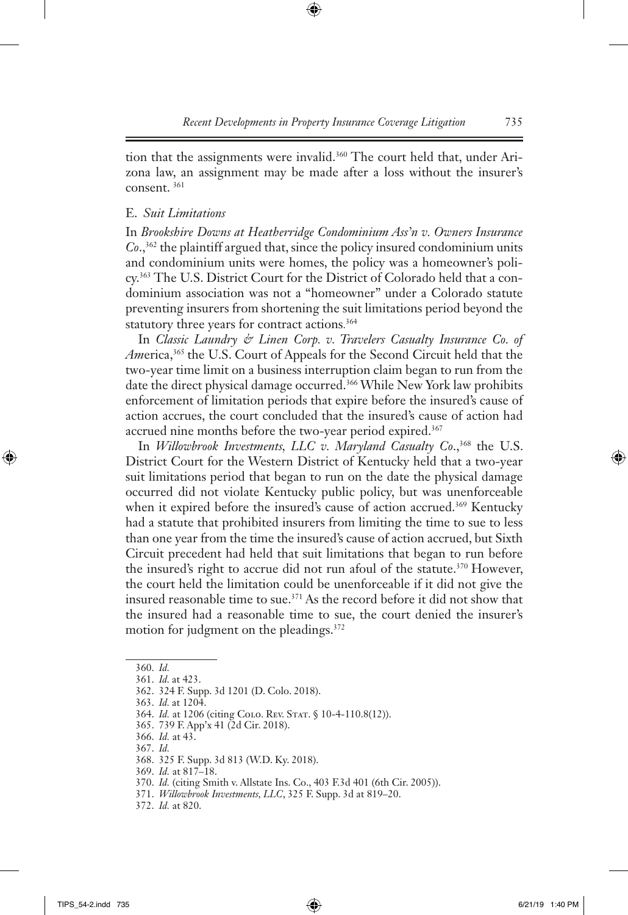tion that the assignments were invalid.[360] The court held that, under Arizona law, an assignment may be made after a loss without the insurer's consent. [361]

### E. *Suit Limitations*

In *Brookshire Downs at Heatherridge Condominium Ass'n v. Owners Insurance Co.*,[362] the plaintiff argued that, since the policy insured condominium units and condominium units were homes, the policy was a homeowner's policy.[363] The U.S. District Court for the District of Colorado held that a condominium association was not a "homeowner" under a Colorado statute preventing insurers from shortening the suit limitations period beyond the statutory three years for contract actions.[364]

In *Classic Laundry & Linen Corp. v. Travelers Casualty Insurance Co. of Am*erica,[365] the U.S. Court of Appeals for the Second Circuit held that the two-year time limit on a business interruption claim began to run from the date the direct physical damage occurred.[366] While New York law prohibits enforcement of limitation periods that expire before the insured's cause of action accrues, the court concluded that the insured's cause of action had accrued nine months before the two-year period expired.[367]

In *Willowbrook Investments, LLC v. Maryland Casualty Co.*,[368] the U.S. District Court for the Western District of Kentucky held that a two-year suit limitations period that began to run on the date the physical damage occurred did not violate Kentucky public policy, but was unenforceable when it expired before the insured's cause of action accrued.[369] Kentucky had a statute that prohibited insurers from limiting the time to sue to less than one year from the time the insured's cause of action accrued, but Sixth Circuit precedent had held that suit limitations that began to run before the insured's right to accrue did not run afoul of the statute.[370] However, the court held the limitation could be unenforceable if it did not give the insured reasonable time to sue.[371] As the record before it did not show that the insured had a reasonable time to sue, the court denied the insurer's motion for judgment on the pleadings.[372]

---

360. *Id.*
361. *Id.* at 423.
362. 324 F. Supp. 3d 1201 (D. Colo. 2018).
363. *Id.* at 1204.
364. *Id.* at 1206 (citing Colo. Rev. Stat. § 10-4-110.8(12)).
365. 739 F. App'x 41 (2d Cir. 2018).
366. *Id.* at 43.
367. *Id.*
368. 325 F. Supp. 3d 813 (W.D. Ky. 2018).
369. *Id.* at 817–18.
370. *Id.* (citing Smith v. Allstate Ins. Co., 403 F.3d 401 (6th Cir. 2005)).
371. *Willowbrook Investments, LLC*, 325 F. Supp. 3d at 819–20.
372. *Id.* at 820.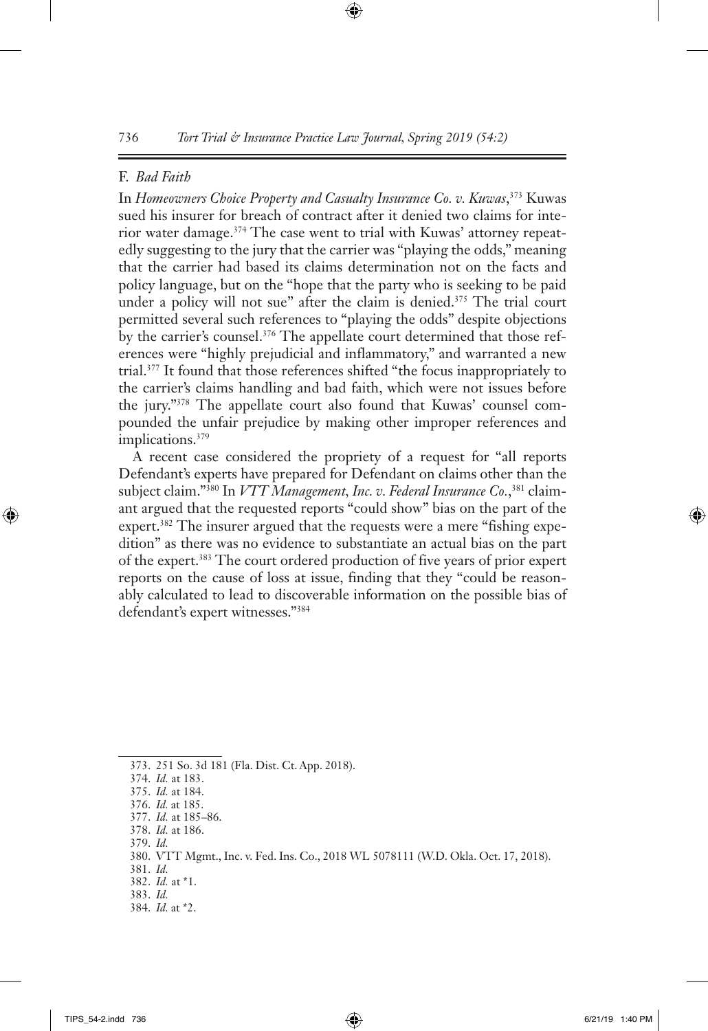### F. *Bad Faith*

In *Homeowners Choice Property and Casualty Insurance Co. v. Kuwas*,[373] Kuwas sued his insurer for breach of contract after it denied two claims for interior water damage.[374] The case went to trial with Kuwas' attorney repeatedly suggesting to the jury that the carrier was "playing the odds," meaning that the carrier had based its claims determination not on the facts and policy language, but on the "hope that the party who is seeking to be paid under a policy will not sue" after the claim is denied.[375] The trial court permitted several such references to "playing the odds" despite objections by the carrier's counsel.[376] The appellate court determined that those references were "highly prejudicial and inflammatory," and warranted a new trial.[377] It found that those references shifted "the focus inappropriately to the carrier's claims handling and bad faith, which were not issues before the jury."[378] The appellate court also found that Kuwas' counsel compounded the unfair prejudice by making other improper references and implications.[379]

A recent case considered the propriety of a request for "all reports Defendant's experts have prepared for Defendant on claims other than the subject claim."[380] In *VTT Management, Inc. v. Federal Insurance Co.*,[381] claimant argued that the requested reports "could show" bias on the part of the expert.[382] The insurer argued that the requests were a mere "fishing expedition" as there was no evidence to substantiate an actual bias on the part of the expert.[383] The court ordered production of five years of prior expert reports on the cause of loss at issue, finding that they "could be reasonably calculated to lead to discoverable information on the possible bias of defendant's expert witnesses."[384]

---

373. 251 So. 3d 181 (Fla. Dist. Ct. App. 2018).
374. *Id.* at 183.
375. *Id.* at 184.
376. *Id.* at 185.
377. *Id.* at 185–86.
378. *Id.* at 186.
379. *Id.*
380. VTT Mgmt., Inc. v. Fed. Ins. Co., 2018 WL 5078111 (W.D. Okla. Oct. 17, 2018).
381. *Id.*
382. *Id.* at *1.
383. *Id.*
384. *Id.* at *2.